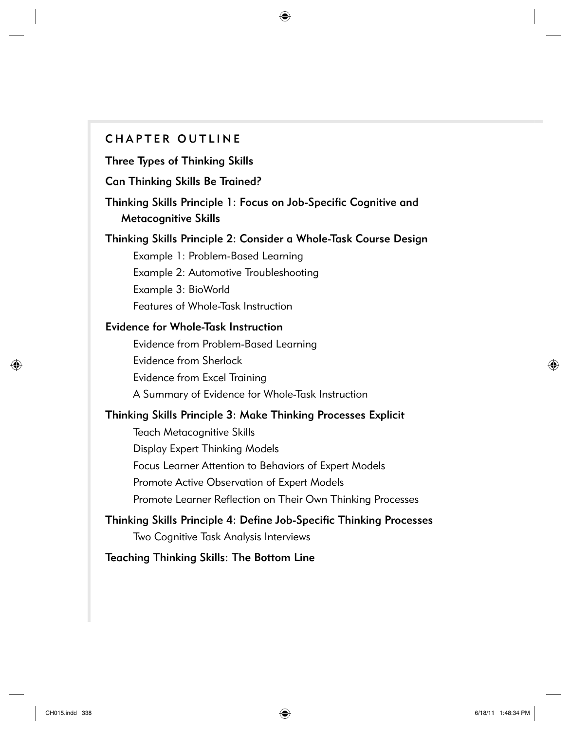## CHAPTER OUTLINE

**Three Types of Thinking Skills**

**Can Thinking Skills Be Trained?**

**Thinking Skills Principle 1: Focus on Job-Specific Cognitive and Metacognitive Skills**

**Thinking Skills Principle 2: Consider a Whole-Task Course Design**

- Example 1: Problem-Based Learning
- Example 2: Automotive Troubleshooting
- Example 3: BioWorld
- Features of Whole-Task Instruction

**Evidence for Whole-Task Instruction**

- Evidence from Problem-Based Learning
- Evidence from Sherlock
- Evidence from Excel Training
- A Summary of Evidence for Whole-Task Instruction

**Thinking Skills Principle 3: Make Thinking Processes Explicit**

- Teach Metacognitive Skills
- Display Expert Thinking Models
- Focus Learner Attention to Behaviors of Expert Models
- Promote Active Observation of Expert Models
- Promote Learner Reflection on Their Own Thinking Processes

**Thinking Skills Principle 4: Define Job-Specific Thinking Processes**

- Two Cognitive Task Analysis Interviews

**Teaching Thinking Skills: The Bottom Line**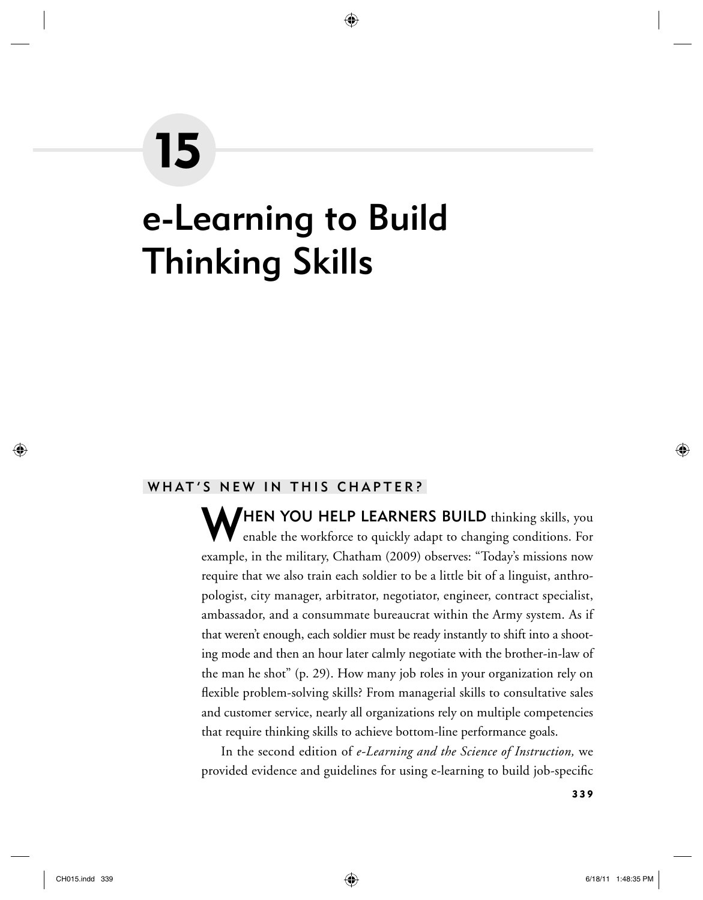# 15

# e-Learning to Build Thinking Skills

## WHAT'S NEW IN THIS CHAPTER?

**WHEN YOU HELP LEARNERS BUILD** thinking skills, you enable the workforce to quickly adapt to changing conditions. For example, in the military, Chatham (2009) observes: "Today's missions now require that we also train each soldier to be a little bit of a linguist, anthropologist, city manager, arbitrator, negotiator, engineer, contract specialist, ambassador, and a consummate bureaucrat within the Army system. As if that weren't enough, each soldier must be ready instantly to shift into a shooting mode and then an hour later calmly negotiate with the brother-in-law of the man he shot" (p. 29). How many job roles in your organization rely on flexible problem-solving skills? From managerial skills to consultative sales and customer service, nearly all organizations rely on multiple competencies that require thinking skills to achieve bottom-line performance goals.

In the second edition of *e-Learning and the Science of Instruction,* we provided evidence and guidelines for using e-learning to build job-specific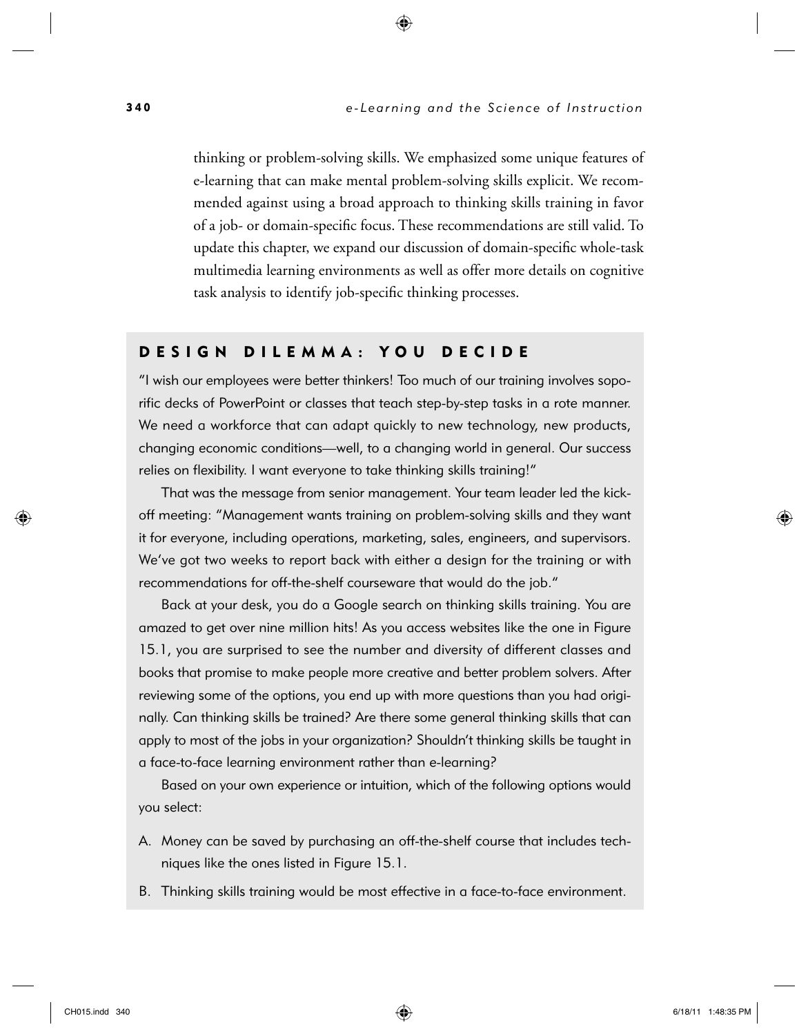thinking or problem-solving skills. We emphasized some unique features of e-learning that can make mental problem-solving skills explicit. We recommended against using a broad approach to thinking skills training in favor of a job- or domain-specific focus. These recommendations are still valid. To update this chapter, we expand our discussion of domain-specific whole-task multimedia learning environments as well as offer more details on cognitive task analysis to identify job-specific thinking processes.

## DESIGN DILEMMA: YOU DECIDE

"I wish our employees were better thinkers! Too much of our training involves soporific decks of PowerPoint or classes that teach step-by-step tasks in a rote manner. We need a workforce that can adapt quickly to new technology, new products, changing economic conditions—well, to a changing world in general. Our success relies on flexibility. I want everyone to take thinking skills training!"

That was the message from senior management. Your team leader led the kick-off meeting: "Management wants training on problem-solving skills and they want it for everyone, including operations, marketing, sales, engineers, and supervisors. We've got two weeks to report back with either a design for the training or with recommendations for off-the-shelf courseware that would do the job."

Back at your desk, you do a Google search on thinking skills training. You are amazed to get over nine million hits! As you access websites like the one in Figure 15.1, you are surprised to see the number and diversity of different classes and books that promise to make people more creative and better problem solvers. After reviewing some of the options, you end up with more questions than you had originally. Can thinking skills be trained? Are there some general thinking skills that can apply to most of the jobs in your organization? Shouldn't thinking skills be taught in a face-to-face learning environment rather than e-learning?

Based on your own experience or intuition, which of the following options would you select:

A. Money can be saved by purchasing an off-the-shelf course that includes techniques like the ones listed in Figure 15.1.

B. Thinking skills training would be most effective in a face-to-face environment.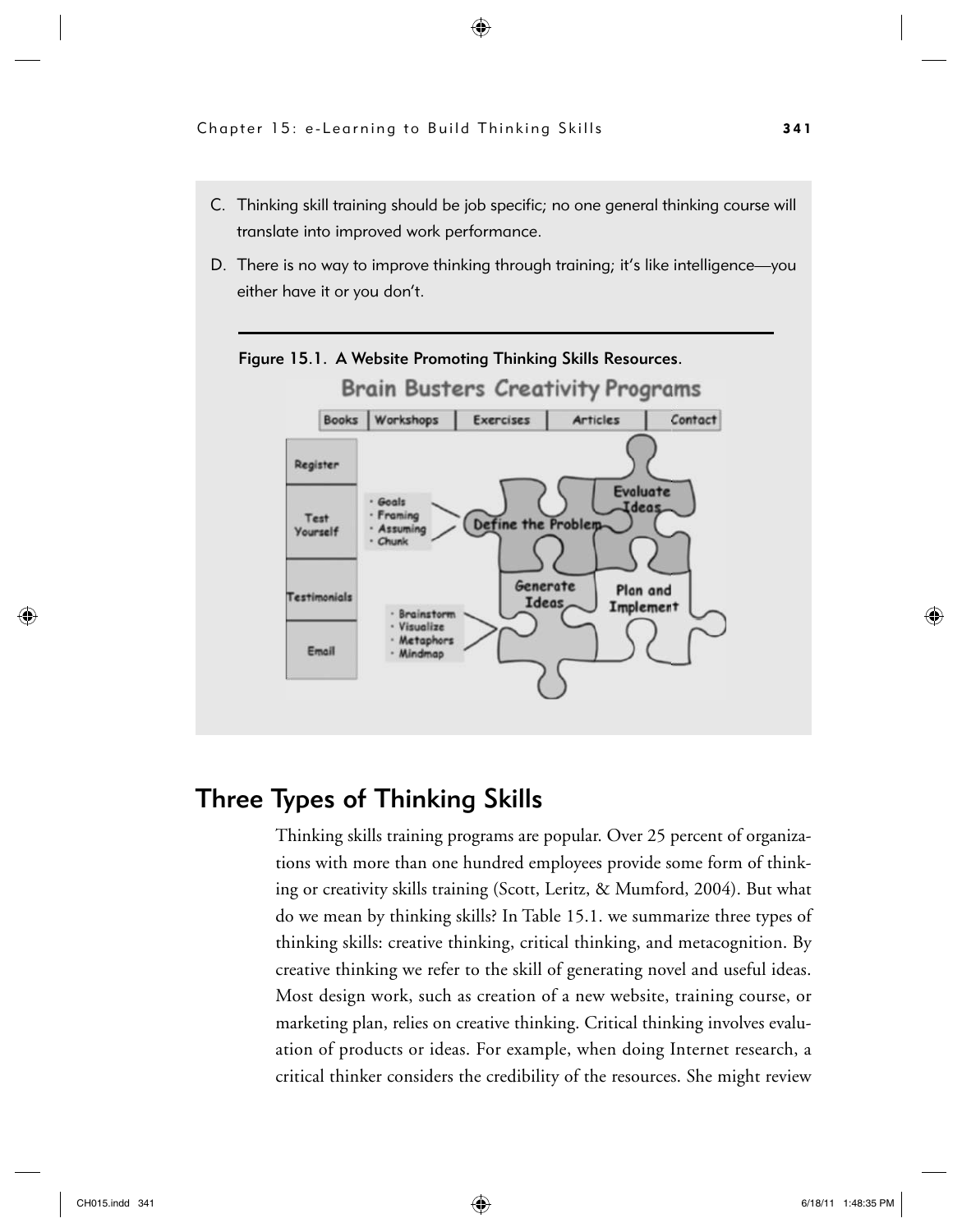C. Thinking skill training should be job specific; no one general thinking course will translate into improved work performance.

D. There is no way to improve thinking through training; it's like intelligence—you either have it or you don't.

**Figure 15.1. A Website Promoting Thinking Skills Resources.**

## Three Types of Thinking Skills

Thinking skills training programs are popular. Over 25 percent of organizations with more than one hundred employees provide some form of thinking or creativity skills training (Scott, Leritz, & Mumford, 2004). But what do we mean by thinking skills? In Table 15.1. we summarize three types of thinking skills: creative thinking, critical thinking, and metacognition. By creative thinking we refer to the skill of generating novel and useful ideas. Most design work, such as creation of a new website, training course, or marketing plan, relies on creative thinking. Critical thinking involves evaluation of products or ideas. For example, when doing Internet research, a critical thinker considers the credibility of the resources. She might review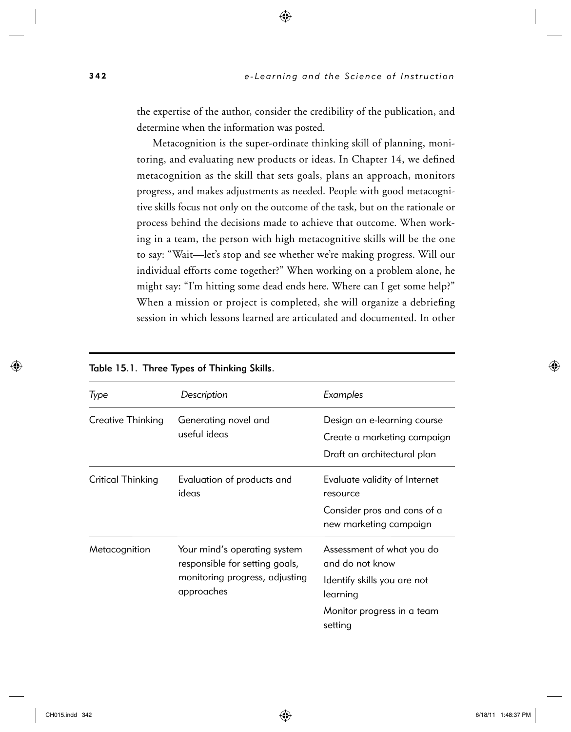the expertise of the author, consider the credibility of the publication, and determine when the information was posted.

Metacognition is the super-ordinate thinking skill of planning, monitoring, and evaluating new products or ideas. In Chapter 14, we defined metacognition as the skill that sets goals, plans an approach, monitors progress, and makes adjustments as needed. People with good metacognitive skills focus not only on the outcome of the task, but on the rationale or process behind the decisions made to achieve that outcome. When working in a team, the person with high metacognitive skills will be the one to say: "Wait—let's stop and see whether we're making progress. Will our individual efforts come together?" When working on a problem alone, he might say: "I'm hitting some dead ends here. Where can I get some help?" When a mission or project is completed, she will organize a debriefing session in which lessons learned are articulated and documented. In other

**Table 15.1. Three Types of Thinking Skills.**

| *Type* | *Description* | *Examples* |
|---|---|---|
| Creative Thinking | Generating novel and useful ideas | Design an e-learning course<br>Create a marketing campaign<br>Draft an architectural plan |
| Critical Thinking | Evaluation of products and ideas | Evaluate validity of Internet resource<br>Consider pros and cons of a new marketing campaign |
| Metacognition | Your mind's operating system responsible for setting goals, monitoring progress, adjusting approaches | Assessment of what you do and do not know<br>Identify skills you are not learning<br>Monitor progress in a team setting |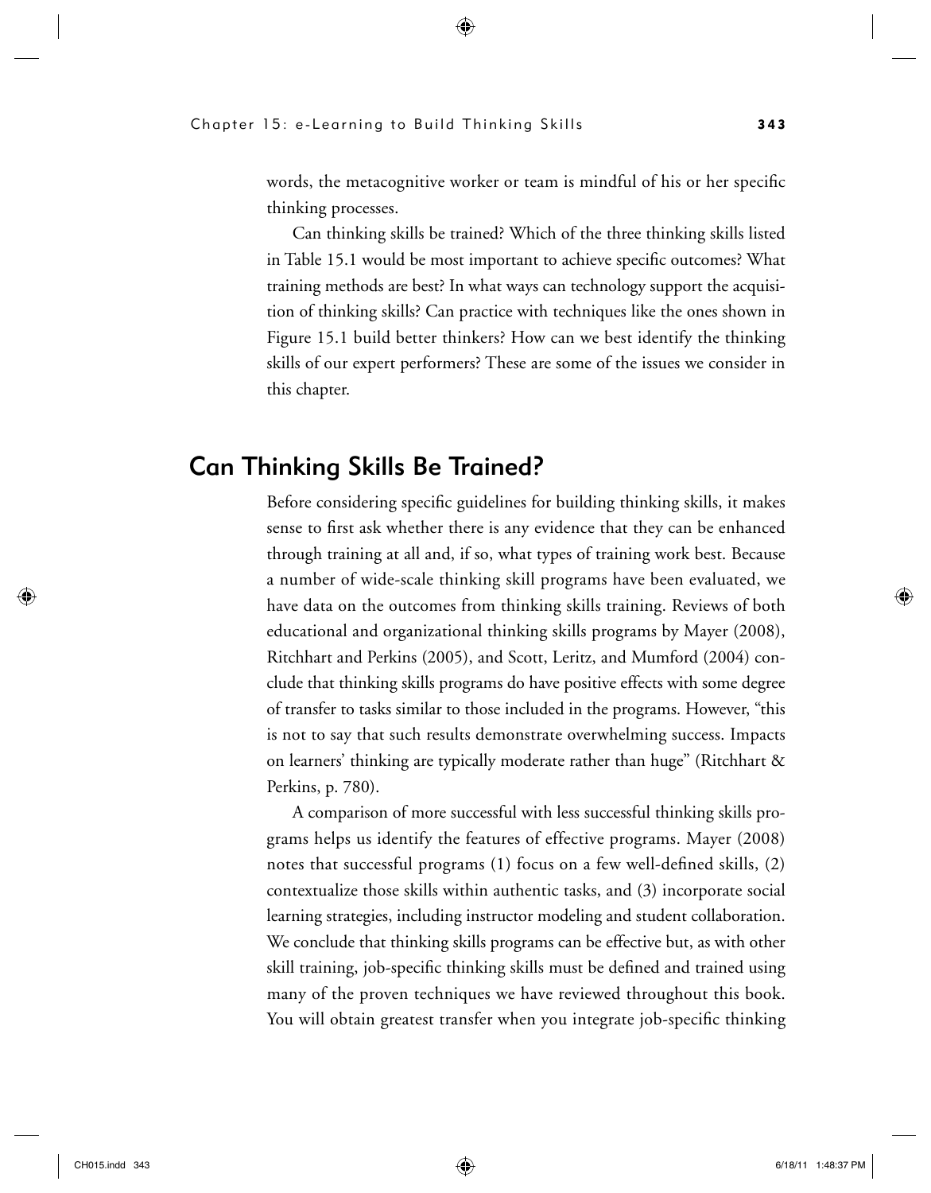words, the metacognitive worker or team is mindful of his or her specific thinking processes.

Can thinking skills be trained? Which of the three thinking skills listed in Table 15.1 would be most important to achieve specific outcomes? What training methods are best? In what ways can technology support the acquisition of thinking skills? Can practice with techniques like the ones shown in Figure 15.1 build better thinkers? How can we best identify the thinking skills of our expert performers? These are some of the issues we consider in this chapter.

## Can Thinking Skills Be Trained?

Before considering specific guidelines for building thinking skills, it makes sense to first ask whether there is any evidence that they can be enhanced through training at all and, if so, what types of training work best. Because a number of wide-scale thinking skill programs have been evaluated, we have data on the outcomes from thinking skills training. Reviews of both educational and organizational thinking skills programs by Mayer (2008), Ritchhart and Perkins (2005), and Scott, Leritz, and Mumford (2004) conclude that thinking skills programs do have positive effects with some degree of transfer to tasks similar to those included in the programs. However, "this is not to say that such results demonstrate overwhelming success. Impacts on learners' thinking are typically moderate rather than huge" (Ritchhart & Perkins, p. 780).

A comparison of more successful with less successful thinking skills programs helps us identify the features of effective programs. Mayer (2008) notes that successful programs (1) focus on a few well-defined skills, (2) contextualize those skills within authentic tasks, and (3) incorporate social learning strategies, including instructor modeling and student collaboration. We conclude that thinking skills programs can be effective but, as with other skill training, job-specific thinking skills must be defined and trained using many of the proven techniques we have reviewed throughout this book. You will obtain greatest transfer when you integrate job-specific thinking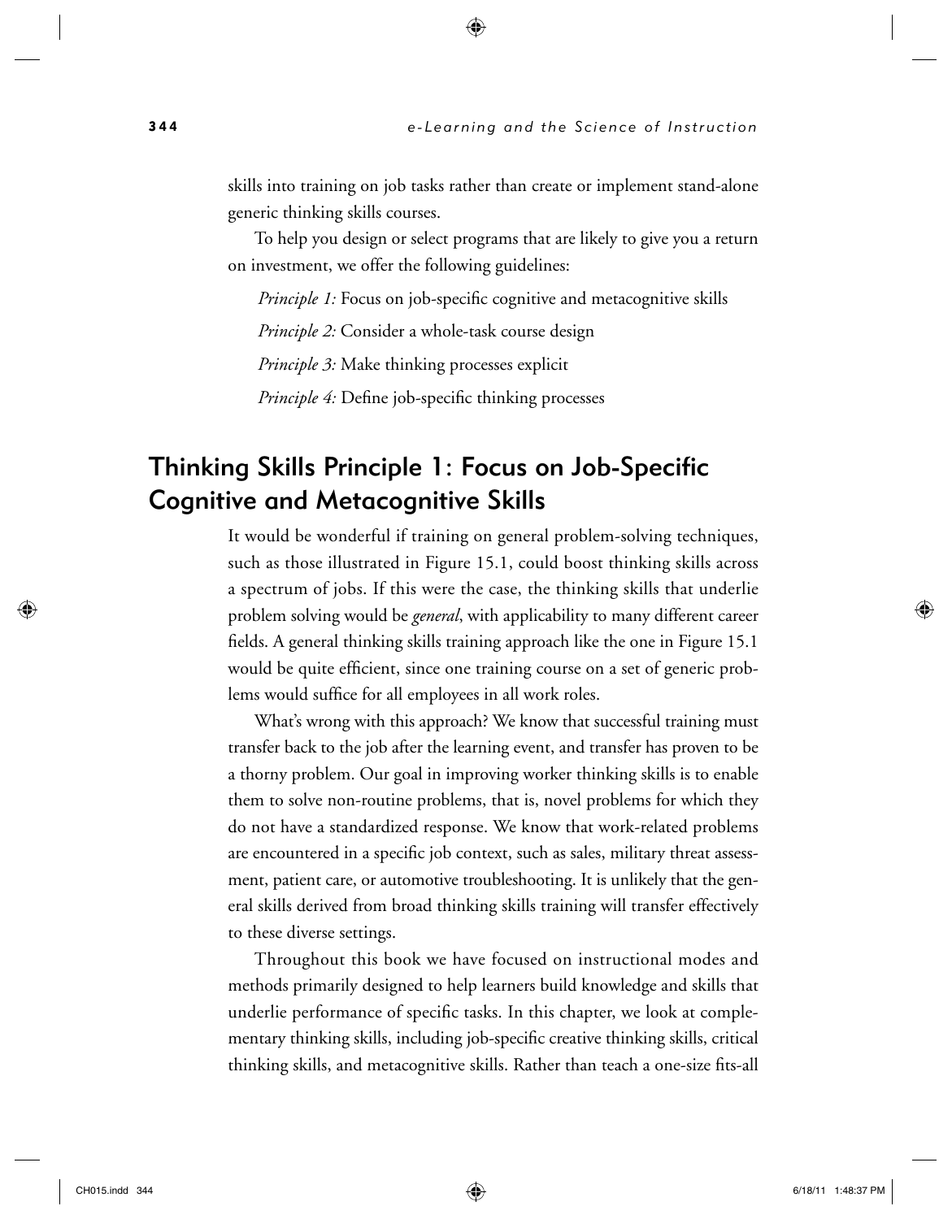skills into training on job tasks rather than create or implement stand-alone generic thinking skills courses.

To help you design or select programs that are likely to give you a return on investment, we offer the following guidelines:

*Principle 1:* Focus on job-specific cognitive and metacognitive skills

*Principle 2:* Consider a whole-task course design

*Principle 3:* Make thinking processes explicit

*Principle 4:* Define job-specific thinking processes

## Thinking Skills Principle 1: Focus on Job-Specific Cognitive and Metacognitive Skills

It would be wonderful if training on general problem-solving techniques, such as those illustrated in Figure 15.1, could boost thinking skills across a spectrum of jobs. If this were the case, the thinking skills that underlie problem solving would be *general*, with applicability to many different career fields. A general thinking skills training approach like the one in Figure 15.1 would be quite efficient, since one training course on a set of generic problems would suffice for all employees in all work roles.

What's wrong with this approach? We know that successful training must transfer back to the job after the learning event, and transfer has proven to be a thorny problem. Our goal in improving worker thinking skills is to enable them to solve non-routine problems, that is, novel problems for which they do not have a standardized response. We know that work-related problems are encountered in a specific job context, such as sales, military threat assessment, patient care, or automotive troubleshooting. It is unlikely that the general skills derived from broad thinking skills training will transfer effectively to these diverse settings.

Throughout this book we have focused on instructional modes and methods primarily designed to help learners build knowledge and skills that underlie performance of specific tasks. In this chapter, we look at complementary thinking skills, including job-specific creative thinking skills, critical thinking skills, and metacognitive skills. Rather than teach a one-size fits-all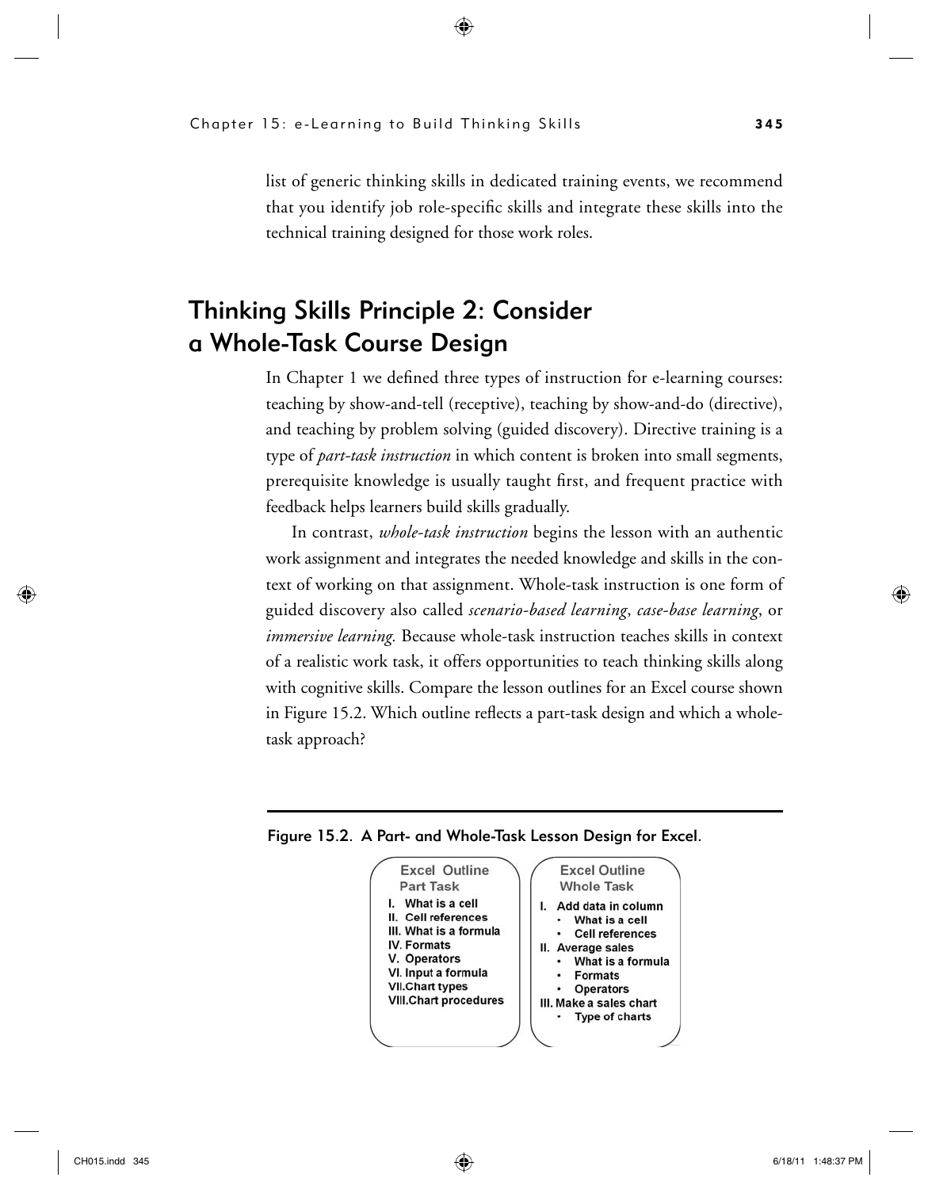list of generic thinking skills in dedicated training events, we recommend that you identify job role-specific skills and integrate these skills into the technical training designed for those work roles.

## Thinking Skills Principle 2: Consider a Whole-Task Course Design

In Chapter 1 we defined three types of instruction for e-learning courses: teaching by show-and-tell (receptive), teaching by show-and-do (directive), and teaching by problem solving (guided discovery). Directive training is a type of *part-task instruction* in which content is broken into small segments, prerequisite knowledge is usually taught first, and frequent practice with feedback helps learners build skills gradually.

In contrast, *whole-task instruction* begins the lesson with an authentic work assignment and integrates the needed knowledge and skills in the context of working on that assignment. Whole-task instruction is one form of guided discovery also called *scenario-based learning*, *case-base learning*, or *immersive learning.* Because whole-task instruction teaches skills in context of a realistic work task, it offers opportunities to teach thinking skills along with cognitive skills. Compare the lesson outlines for an Excel course shown in Figure 15.2. Which outline reflects a part-task design and which a whole-task approach?

**Figure 15.2. A Part- and Whole-Task Lesson Design for Excel.**

**Excel Outline Part Task**

I. What is a cell
II. Cell references
III. What is a formula
IV. Formats
V. Operators
VI. Input a formula
VII. Chart types
VIII. Chart procedures

**Excel Outline Whole Task**

I. Add data in column
- What is a cell
- Cell references

II. Average sales
- What is a formula
- Formats
- Operators

III. Make a sales chart
- Type of charts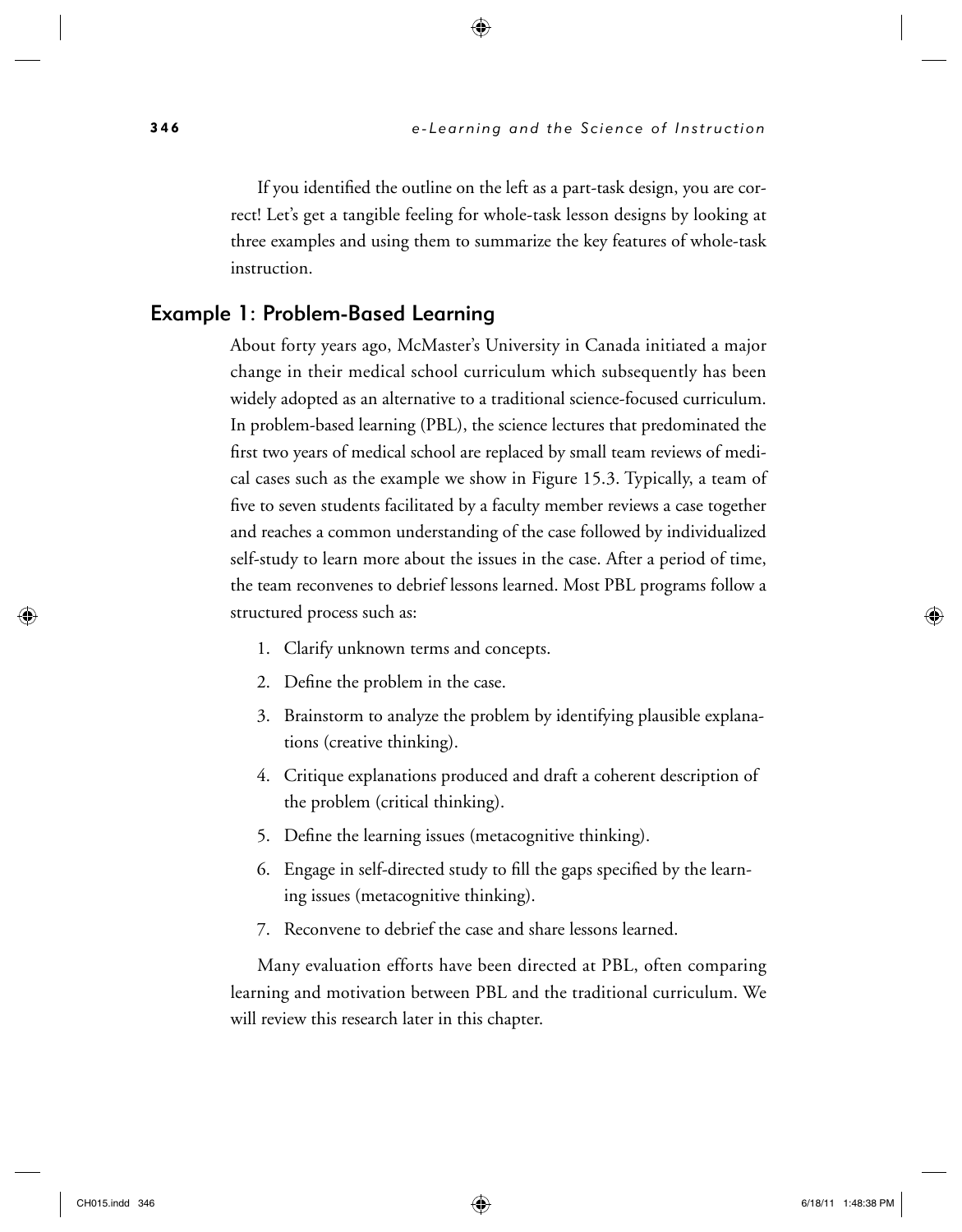If you identified the outline on the left as a part-task design, you are correct! Let's get a tangible feeling for whole-task lesson designs by looking at three examples and using them to summarize the key features of whole-task instruction.

## Example 1: Problem-Based Learning

About forty years ago, McMaster's University in Canada initiated a major change in their medical school curriculum which subsequently has been widely adopted as an alternative to a traditional science-focused curriculum. In problem-based learning (PBL), the science lectures that predominated the first two years of medical school are replaced by small team reviews of medical cases such as the example we show in Figure 15.3. Typically, a team of five to seven students facilitated by a faculty member reviews a case together and reaches a common understanding of the case followed by individualized self-study to learn more about the issues in the case. After a period of time, the team reconvenes to debrief lessons learned. Most PBL programs follow a structured process such as:

1. Clarify unknown terms and concepts.
2. Define the problem in the case.
3. Brainstorm to analyze the problem by identifying plausible explanations (creative thinking).
4. Critique explanations produced and draft a coherent description of the problem (critical thinking).
5. Define the learning issues (metacognitive thinking).
6. Engage in self-directed study to fill the gaps specified by the learning issues (metacognitive thinking).
7. Reconvene to debrief the case and share lessons learned.

Many evaluation efforts have been directed at PBL, often comparing learning and motivation between PBL and the traditional curriculum. We will review this research later in this chapter.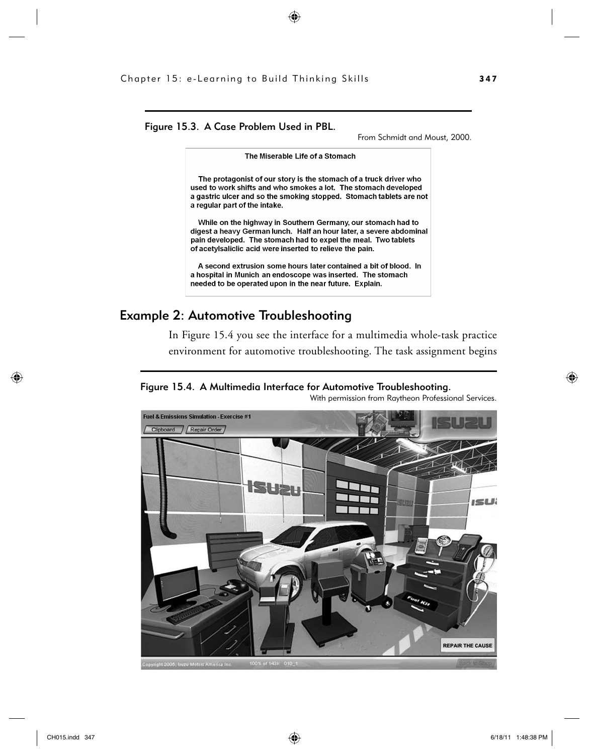Figure 15.3. A Case Problem Used in PBL.

From Schmidt and Moust, 2000.

**The Miserable Life of a Stomach**

The protagonist of our story is the stomach of a truck driver who used to work shifts and who smokes a lot. The stomach developed a gastric ulcer and so the smoking stopped. Stomach tablets are not a regular part of the intake.

While on the highway in Southern Germany, our stomach had to digest a heavy German lunch. Half an hour later, a severe abdominal pain developed. The stomach had to expel the meal. Two tablets of acetylsaliclic acid were inserted to relieve the pain.

A second extrusion some hours later contained a bit of blood. In a hospital in Munich an endoscope was inserted. The stomach needed to be operated upon in the near future. Explain.

## Example 2: Automotive Troubleshooting

In Figure 15.4 you see the interface for a multimedia whole-task practice environment for automotive troubleshooting. The task assignment begins

Figure 15.4. A Multimedia Interface for Automotive Troubleshooting.

With permission from Raytheon Professional Services.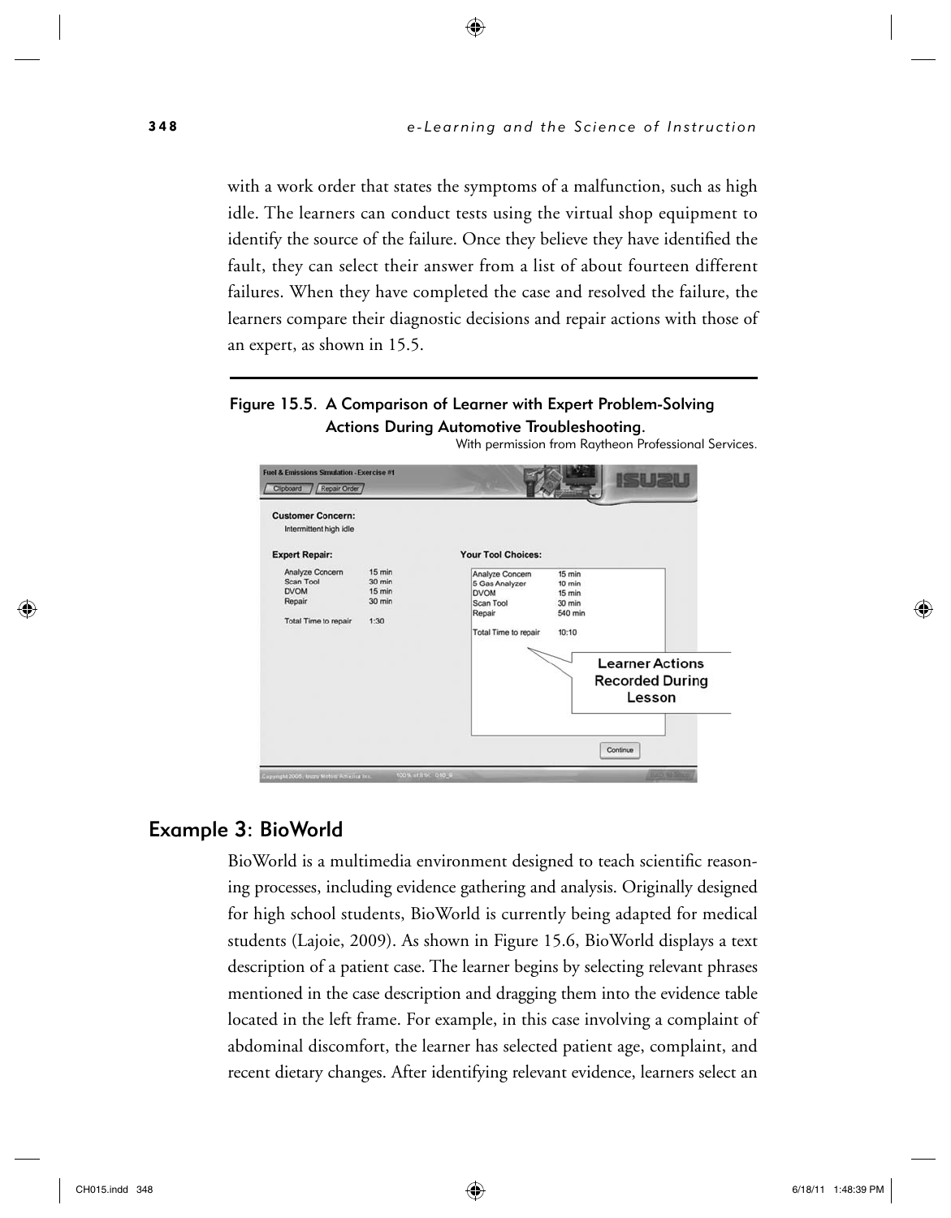with a work order that states the symptoms of a malfunction, such as high idle. The learners can conduct tests using the virtual shop equipment to identify the source of the failure. Once they believe they have identified the fault, they can select their answer from a list of about fourteen different failures. When they have completed the case and resolved the failure, the learners compare their diagnostic decisions and repair actions with those of an expert, as shown in 15.5.

**Figure 15.5. A Comparison of Learner with Expert Problem-Solving Actions During Automotive Troubleshooting.**

With permission from Raytheon Professional Services.

## Example 3: BioWorld

BioWorld is a multimedia environment designed to teach scientific reasoning processes, including evidence gathering and analysis. Originally designed for high school students, BioWorld is currently being adapted for medical students (Lajoie, 2009). As shown in Figure 15.6, BioWorld displays a text description of a patient case. The learner begins by selecting relevant phrases mentioned in the case description and dragging them into the evidence table located in the left frame. For example, in this case involving a complaint of abdominal discomfort, the learner has selected patient age, complaint, and recent dietary changes. After identifying relevant evidence, learners select an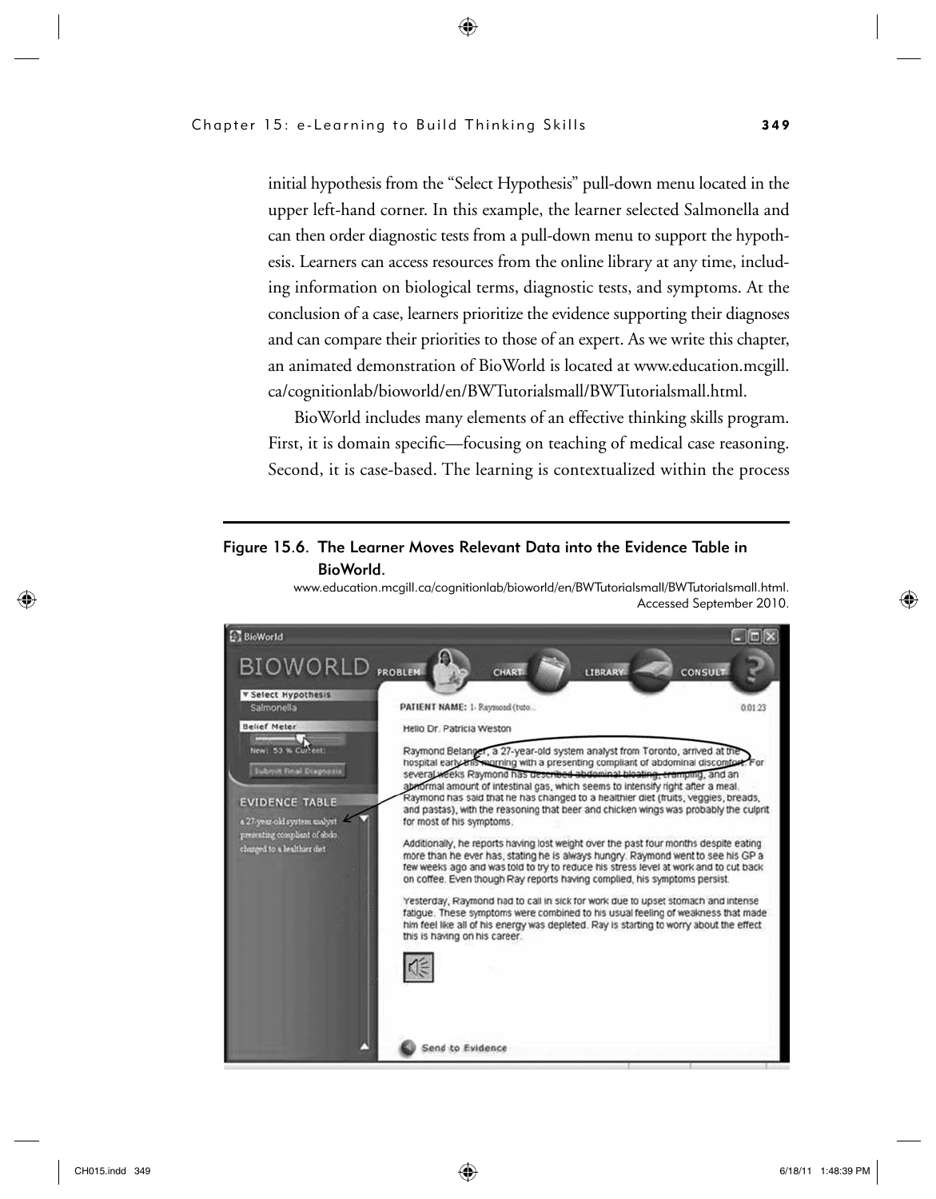initial hypothesis from the "Select Hypothesis" pull-down menu located in the upper left-hand corner. In this example, the learner selected Salmonella and can then order diagnostic tests from a pull-down menu to support the hypothesis. Learners can access resources from the online library at any time, including information on biological terms, diagnostic tests, and symptoms. At the conclusion of a case, learners prioritize the evidence supporting their diagnoses and can compare their priorities to those of an expert. As we write this chapter, an animated demonstration of BioWorld is located at www.education.mcgill.ca/cognitionlab/bioworld/en/BWTutorialsmall/BWTutorialsmall.html.

BioWorld includes many elements of an effective thinking skills program. First, it is domain specific—focusing on teaching of medical case reasoning. Second, it is case-based. The learning is contextualized within the process

**Figure 15.6. The Learner Moves Relevant Data into the Evidence Table in BioWorld.**

www.education.mcgill.ca/cognitionlab/bioworld/en/BWTutorialsmall/BWTutorialsmall.html. Accessed September 2010.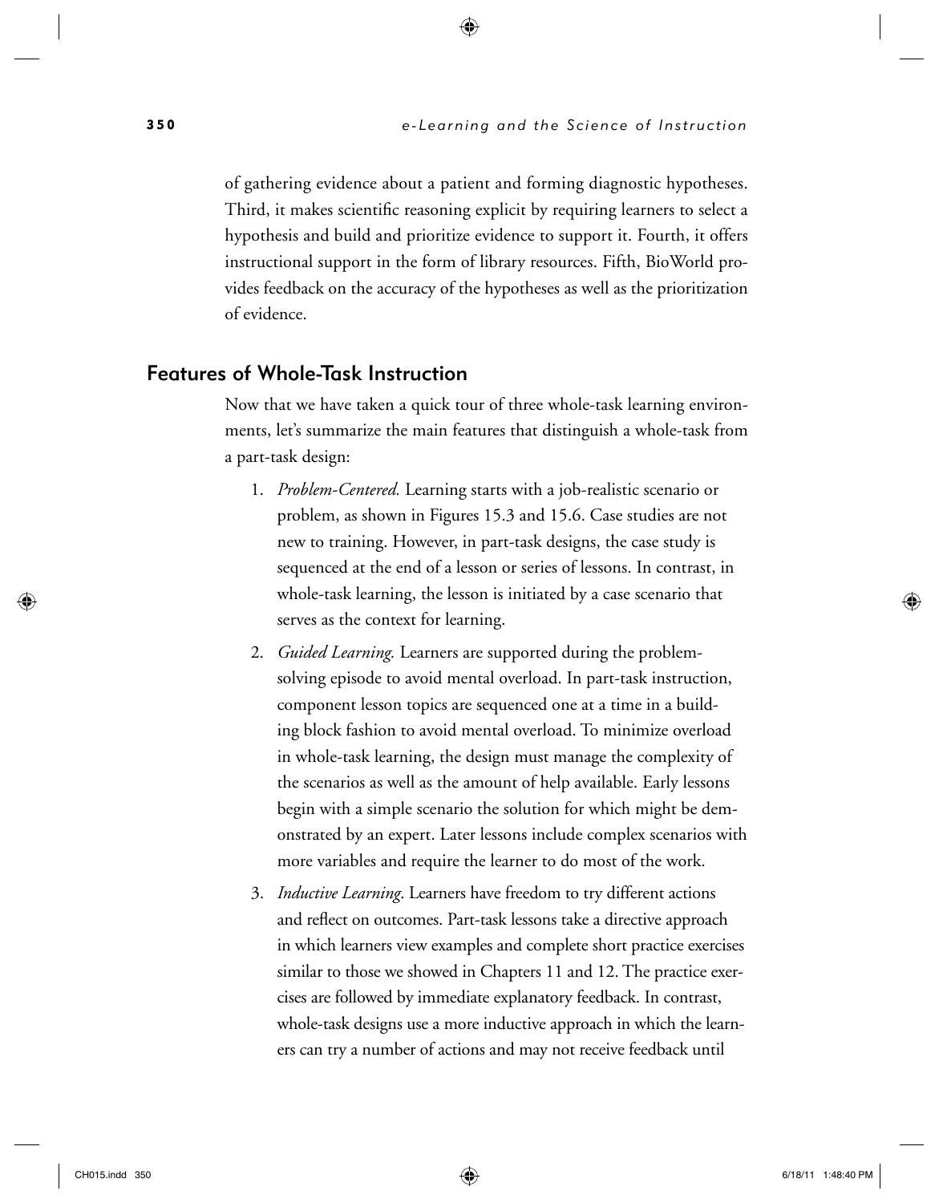of gathering evidence about a patient and forming diagnostic hypotheses. Third, it makes scientific reasoning explicit by requiring learners to select a hypothesis and build and prioritize evidence to support it. Fourth, it offers instructional support in the form of library resources. Fifth, BioWorld provides feedback on the accuracy of the hypotheses as well as the prioritization of evidence.

## Features of Whole-Task Instruction

Now that we have taken a quick tour of three whole-task learning environments, let's summarize the main features that distinguish a whole-task from a part-task design:

1. *Problem-Centered.* Learning starts with a job-realistic scenario or problem, as shown in Figures 15.3 and 15.6. Case studies are not new to training. However, in part-task designs, the case study is sequenced at the end of a lesson or series of lessons. In contrast, in whole-task learning, the lesson is initiated by a case scenario that serves as the context for learning.
2. *Guided Learning.* Learners are supported during the problem-solving episode to avoid mental overload. In part-task instruction, component lesson topics are sequenced one at a time in a building block fashion to avoid mental overload. To minimize overload in whole-task learning, the design must manage the complexity of the scenarios as well as the amount of help available. Early lessons begin with a simple scenario the solution for which might be demonstrated by an expert. Later lessons include complex scenarios with more variables and require the learner to do most of the work.
3. *Inductive Learning*. Learners have freedom to try different actions and reflect on outcomes. Part-task lessons take a directive approach in which learners view examples and complete short practice exercises similar to those we showed in Chapters 11 and 12. The practice exercises are followed by immediate explanatory feedback. In contrast, whole-task designs use a more inductive approach in which the learners can try a number of actions and may not receive feedback until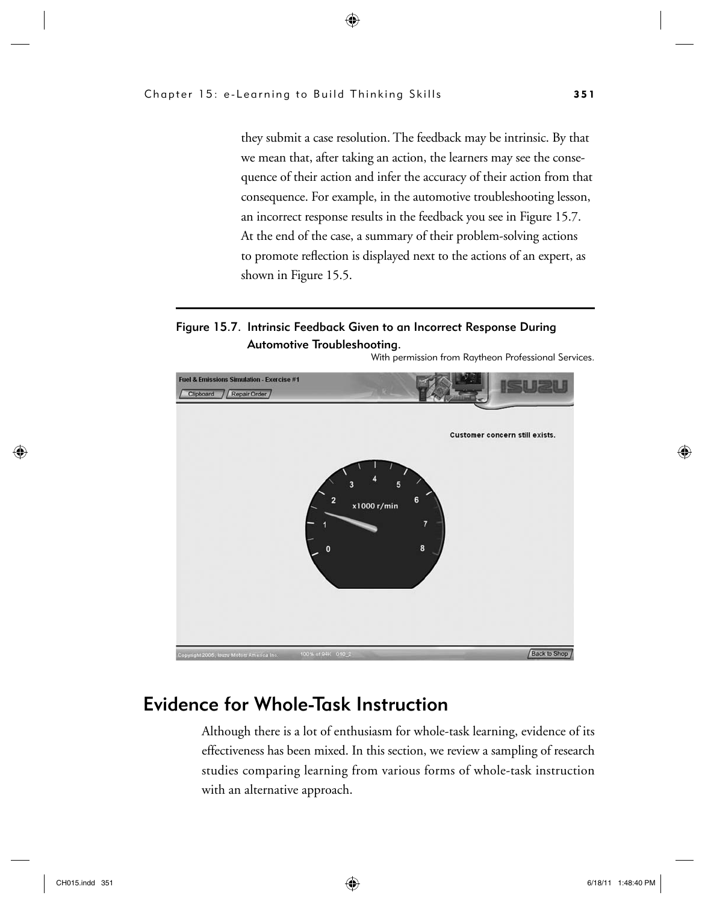they submit a case resolution. The feedback may be intrinsic. By that we mean that, after taking an action, the learners may see the consequence of their action and infer the accuracy of their action from that consequence. For example, in the automotive troubleshooting lesson, an incorrect response results in the feedback you see in Figure 15.7. At the end of the case, a summary of their problem-solving actions to promote reflection is displayed next to the actions of an expert, as shown in Figure 15.5.

**Figure 15.7. Intrinsic Feedback Given to an Incorrect Response During Automotive Troubleshooting.**

With permission from Raytheon Professional Services.

## Evidence for Whole-Task Instruction

Although there is a lot of enthusiasm for whole-task learning, evidence of its effectiveness has been mixed. In this section, we review a sampling of research studies comparing learning from various forms of whole-task instruction with an alternative approach.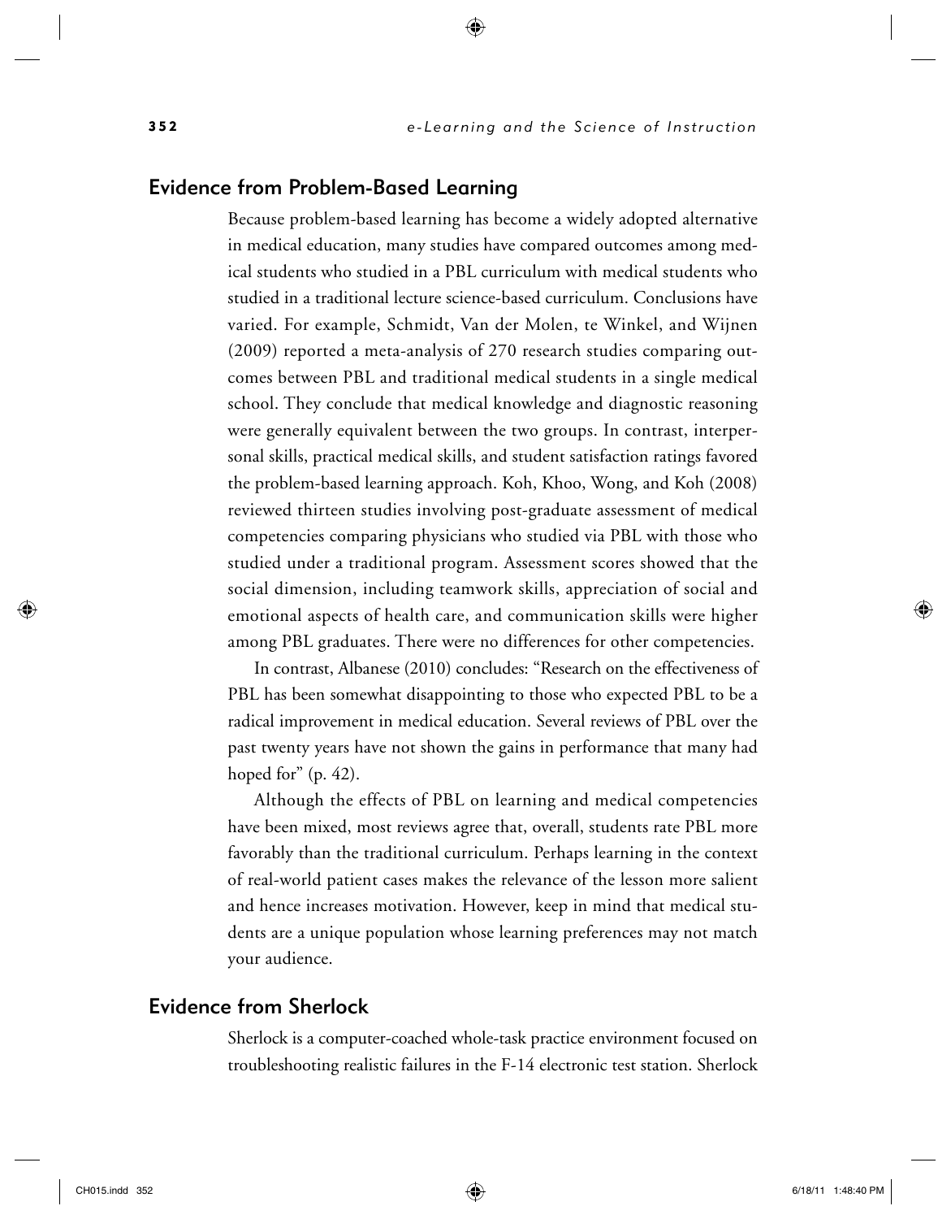## Evidence from Problem-Based Learning

Because problem-based learning has become a widely adopted alternative in medical education, many studies have compared outcomes among medical students who studied in a PBL curriculum with medical students who studied in a traditional lecture science-based curriculum. Conclusions have varied. For example, Schmidt, Van der Molen, te Winkel, and Wijnen (2009) reported a meta-analysis of 270 research studies comparing outcomes between PBL and traditional medical students in a single medical school. They conclude that medical knowledge and diagnostic reasoning were generally equivalent between the two groups. In contrast, interpersonal skills, practical medical skills, and student satisfaction ratings favored the problem-based learning approach. Koh, Khoo, Wong, and Koh (2008) reviewed thirteen studies involving post-graduate assessment of medical competencies comparing physicians who studied via PBL with those who studied under a traditional program. Assessment scores showed that the social dimension, including teamwork skills, appreciation of social and emotional aspects of health care, and communication skills were higher among PBL graduates. There were no differences for other competencies.

In contrast, Albanese (2010) concludes: "Research on the effectiveness of PBL has been somewhat disappointing to those who expected PBL to be a radical improvement in medical education. Several reviews of PBL over the past twenty years have not shown the gains in performance that many had hoped for" (p. 42).

Although the effects of PBL on learning and medical competencies have been mixed, most reviews agree that, overall, students rate PBL more favorably than the traditional curriculum. Perhaps learning in the context of real-world patient cases makes the relevance of the lesson more salient and hence increases motivation. However, keep in mind that medical students are a unique population whose learning preferences may not match your audience.

## Evidence from Sherlock

Sherlock is a computer-coached whole-task practice environment focused on troubleshooting realistic failures in the F-14 electronic test station. Sherlock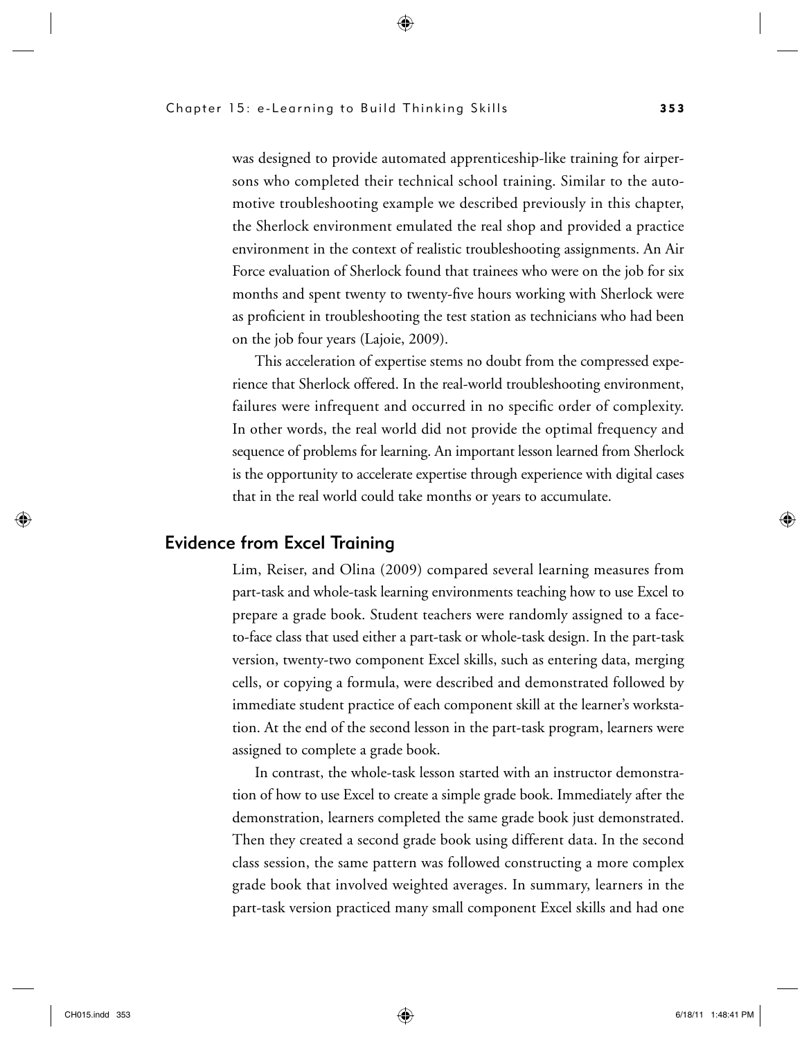was designed to provide automated apprenticeship-like training for airpersons who completed their technical school training. Similar to the automotive troubleshooting example we described previously in this chapter, the Sherlock environment emulated the real shop and provided a practice environment in the context of realistic troubleshooting assignments. An Air Force evaluation of Sherlock found that trainees who were on the job for six months and spent twenty to twenty-five hours working with Sherlock were as proficient in troubleshooting the test station as technicians who had been on the job four years (Lajoie, 2009).

This acceleration of expertise stems no doubt from the compressed experience that Sherlock offered. In the real-world troubleshooting environment, failures were infrequent and occurred in no specific order of complexity. In other words, the real world did not provide the optimal frequency and sequence of problems for learning. An important lesson learned from Sherlock is the opportunity to accelerate expertise through experience with digital cases that in the real world could take months or years to accumulate.

## Evidence from Excel Training

Lim, Reiser, and Olina (2009) compared several learning measures from part-task and whole-task learning environments teaching how to use Excel to prepare a grade book. Student teachers were randomly assigned to a face-to-face class that used either a part-task or whole-task design. In the part-task version, twenty-two component Excel skills, such as entering data, merging cells, or copying a formula, were described and demonstrated followed by immediate student practice of each component skill at the learner's workstation. At the end of the second lesson in the part-task program, learners were assigned to complete a grade book.

In contrast, the whole-task lesson started with an instructor demonstration of how to use Excel to create a simple grade book. Immediately after the demonstration, learners completed the same grade book just demonstrated. Then they created a second grade book using different data. In the second class session, the same pattern was followed constructing a more complex grade book that involved weighted averages. In summary, learners in the part-task version practiced many small component Excel skills and had one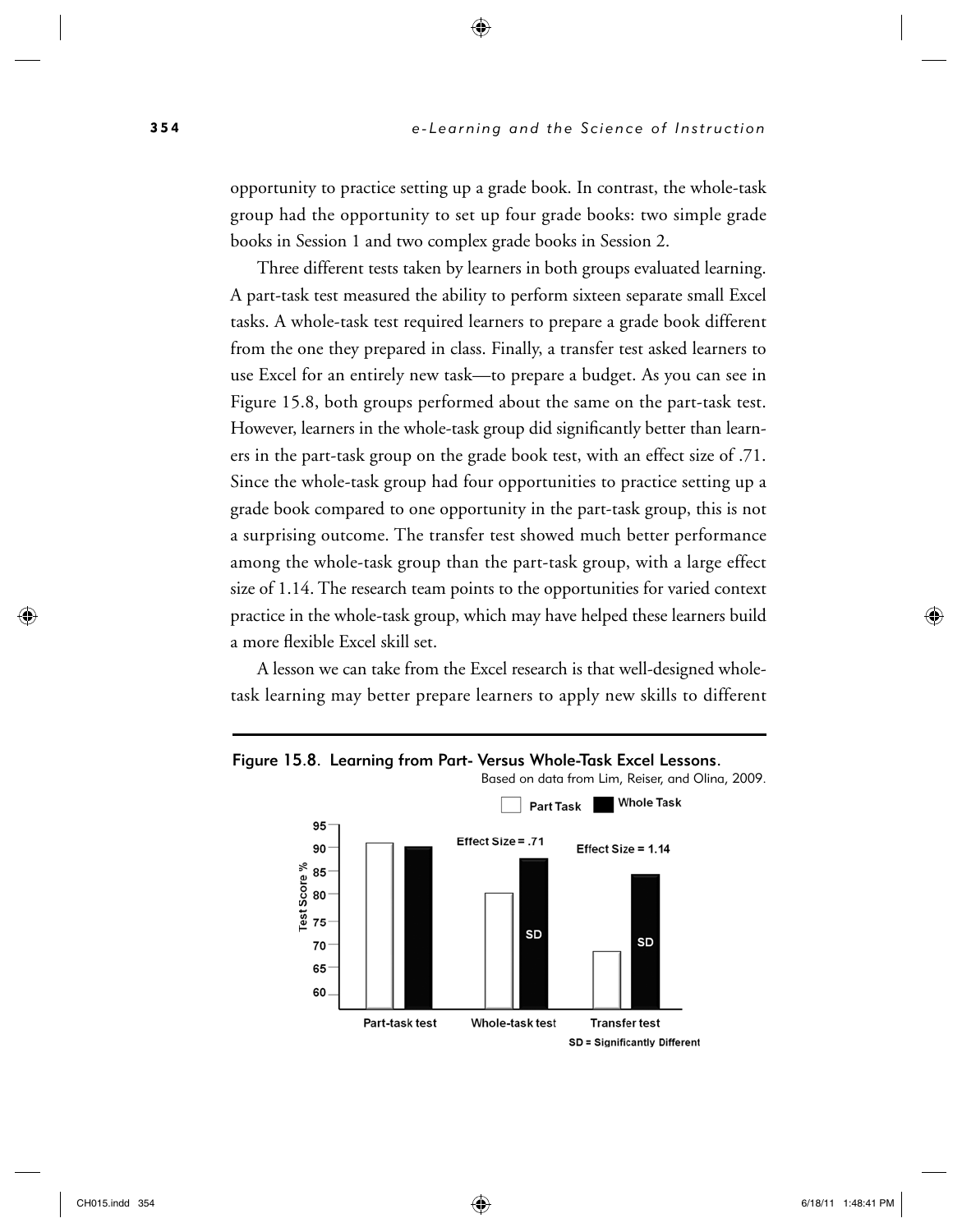opportunity to practice setting up a grade book. In contrast, the whole-task group had the opportunity to set up four grade books: two simple grade books in Session 1 and two complex grade books in Session 2.

Three different tests taken by learners in both groups evaluated learning. A part-task test measured the ability to perform sixteen separate small Excel tasks. A whole-task test required learners to prepare a grade book different from the one they prepared in class. Finally, a transfer test asked learners to use Excel for an entirely new task—to prepare a budget. As you can see in Figure 15.8, both groups performed about the same on the part-task test. However, learners in the whole-task group did significantly better than learners in the part-task group on the grade book test, with an effect size of .71. Since the whole-task group had four opportunities to practice setting up a grade book compared to one opportunity in the part-task group, this is not a surprising outcome. The transfer test showed much better performance among the whole-task group than the part-task group, with a large effect size of 1.14. The research team points to the opportunities for varied context practice in the whole-task group, which may have helped these learners build a more flexible Excel skill set.

A lesson we can take from the Excel research is that well-designed whole-task learning may better prepare learners to apply new skills to different

**Figure 15.8. Learning from Part- Versus Whole-Task Excel Lessons.**

Based on data from Lim, Reiser, and Olina, 2009.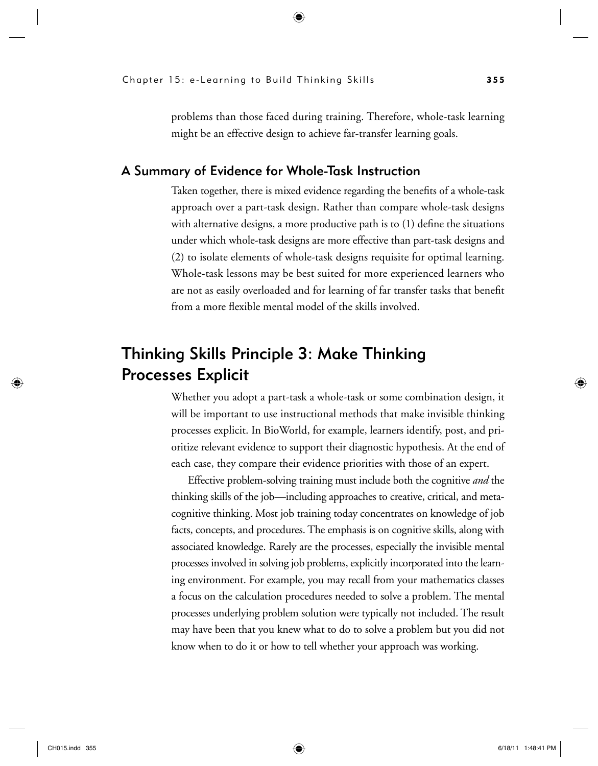problems than those faced during training. Therefore, whole-task learning might be an effective design to achieve far-transfer learning goals.

### A Summary of Evidence for Whole-Task Instruction

Taken together, there is mixed evidence regarding the benefits of a whole-task approach over a part-task design. Rather than compare whole-task designs with alternative designs, a more productive path is to (1) define the situations under which whole-task designs are more effective than part-task designs and (2) to isolate elements of whole-task designs requisite for optimal learning. Whole-task lessons may be best suited for more experienced learners who are not as easily overloaded and for learning of far transfer tasks that benefit from a more flexible mental model of the skills involved.

## Thinking Skills Principle 3: Make Thinking Processes Explicit

Whether you adopt a part-task a whole-task or some combination design, it will be important to use instructional methods that make invisible thinking processes explicit. In BioWorld, for example, learners identify, post, and prioritize relevant evidence to support their diagnostic hypothesis. At the end of each case, they compare their evidence priorities with those of an expert.

Effective problem-solving training must include both the cognitive *and* the thinking skills of the job—including approaches to creative, critical, and metacognitive thinking. Most job training today concentrates on knowledge of job facts, concepts, and procedures. The emphasis is on cognitive skills, along with associated knowledge. Rarely are the processes, especially the invisible mental processes involved in solving job problems, explicitly incorporated into the learning environment. For example, you may recall from your mathematics classes a focus on the calculation procedures needed to solve a problem. The mental processes underlying problem solution were typically not included. The result may have been that you knew what to do to solve a problem but you did not know when to do it or how to tell whether your approach was working.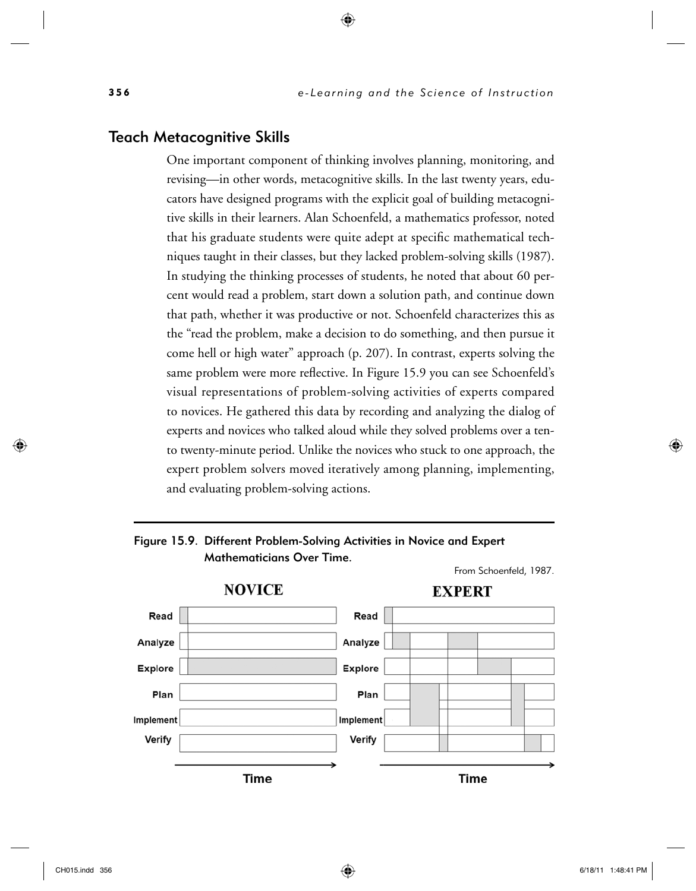## Teach Metacognitive Skills

One important component of thinking involves planning, monitoring, and revising—in other words, metacognitive skills. In the last twenty years, educators have designed programs with the explicit goal of building metacognitive skills in their learners. Alan Schoenfeld, a mathematics professor, noted that his graduate students were quite adept at specific mathematical techniques taught in their classes, but they lacked problem-solving skills (1987). In studying the thinking processes of students, he noted that about 60 percent would read a problem, start down a solution path, and continue down that path, whether it was productive or not. Schoenfeld characterizes this as the "read the problem, make a decision to do something, and then pursue it come hell or high water" approach (p. 207). In contrast, experts solving the same problem were more reflective. In Figure 15.9 you can see Schoenfeld's visual representations of problem-solving activities of experts compared to novices. He gathered this data by recording and analyzing the dialog of experts and novices who talked aloud while they solved problems over a ten- to twenty-minute period. Unlike the novices who stuck to one approach, the expert problem solvers moved iteratively among planning, implementing, and evaluating problem-solving actions.

**Figure 15.9. Different Problem-Solving Activities in Novice and Expert Mathematicians Over Time.**

From Schoenfeld, 1987.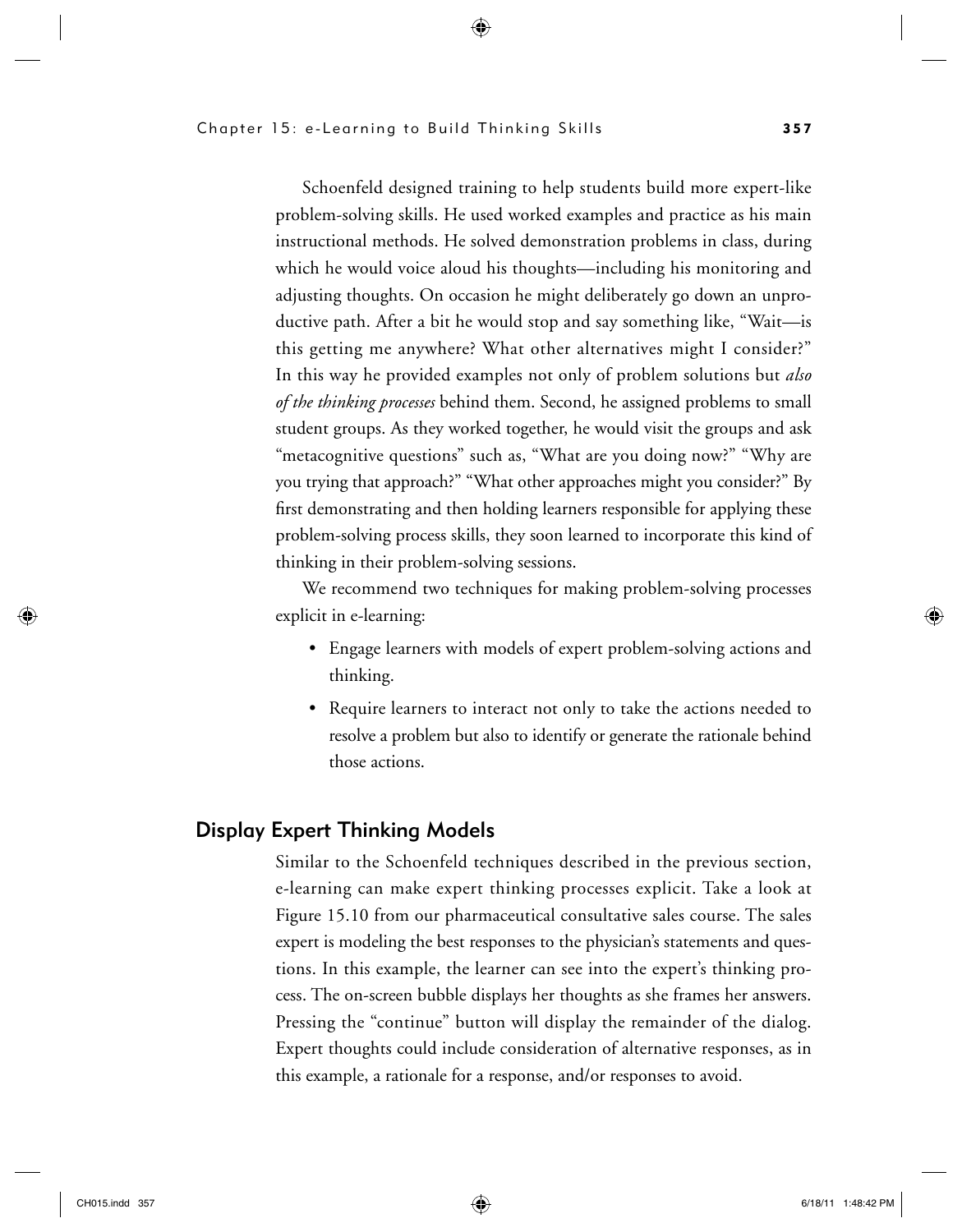Schoenfeld designed training to help students build more expert-like problem-solving skills. He used worked examples and practice as his main instructional methods. He solved demonstration problems in class, during which he would voice aloud his thoughts—including his monitoring and adjusting thoughts. On occasion he might deliberately go down an unproductive path. After a bit he would stop and say something like, "Wait—is this getting me anywhere? What other alternatives might I consider?" In this way he provided examples not only of problem solutions but *also of the thinking processes* behind them. Second, he assigned problems to small student groups. As they worked together, he would visit the groups and ask "metacognitive questions" such as, "What are you doing now?" "Why are you trying that approach?" "What other approaches might you consider?" By first demonstrating and then holding learners responsible for applying these problem-solving process skills, they soon learned to incorporate this kind of thinking in their problem-solving sessions.

We recommend two techniques for making problem-solving processes explicit in e-learning:

- Engage learners with models of expert problem-solving actions and thinking.
- Require learners to interact not only to take the actions needed to resolve a problem but also to identify or generate the rationale behind those actions.

## Display Expert Thinking Models

Similar to the Schoenfeld techniques described in the previous section, e-learning can make expert thinking processes explicit. Take a look at Figure 15.10 from our pharmaceutical consultative sales course. The sales expert is modeling the best responses to the physician's statements and questions. In this example, the learner can see into the expert's thinking process. The on-screen bubble displays her thoughts as she frames her answers. Pressing the "continue" button will display the remainder of the dialog. Expert thoughts could include consideration of alternative responses, as in this example, a rationale for a response, and/or responses to avoid.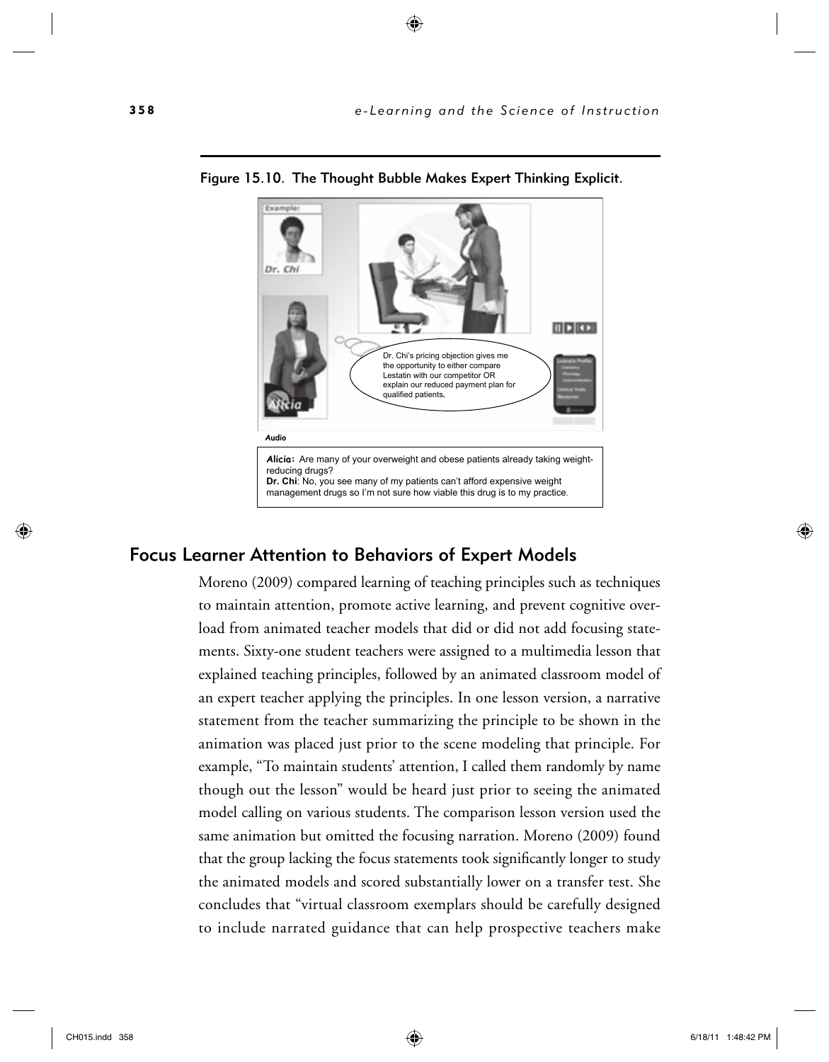**Figure 15.10. The Thought Bubble Makes Expert Thinking Explicit.**

*Audio*

**Alicia:** Are many of your overweight and obese patients already taking weight-reducing drugs?
**Dr. Chi**: No, you see many of my patients can't afford expensive weight management drugs so I'm not sure how viable this drug is to my practice.

## Focus Learner Attention to Behaviors of Expert Models

Moreno (2009) compared learning of teaching principles such as techniques to maintain attention, promote active learning, and prevent cognitive overload from animated teacher models that did or did not add focusing statements. Sixty-one student teachers were assigned to a multimedia lesson that explained teaching principles, followed by an animated classroom model of an expert teacher applying the principles. In one lesson version, a narrative statement from the teacher summarizing the principle to be shown in the animation was placed just prior to the scene modeling that principle. For example, "To maintain students' attention, I called them randomly by name though out the lesson" would be heard just prior to seeing the animated model calling on various students. The comparison lesson version used the same animation but omitted the focusing narration. Moreno (2009) found that the group lacking the focus statements took significantly longer to study the animated models and scored substantially lower on a transfer test. She concludes that "virtual classroom exemplars should be carefully designed to include narrated guidance that can help prospective teachers make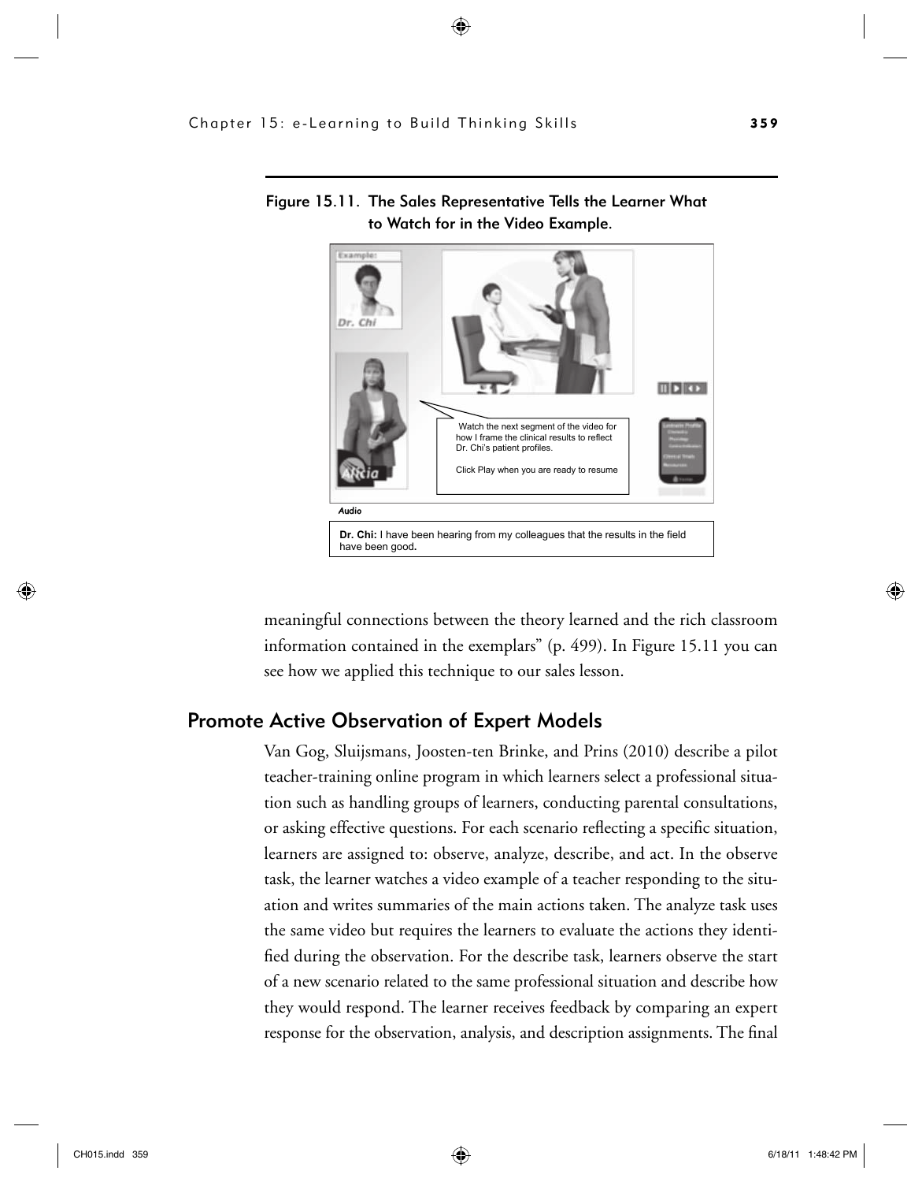Figure 15.11. The Sales Representative Tells the Learner What to Watch for in the Video Example.

meaningful connections between the theory learned and the rich classroom information contained in the exemplars" (p. 499). In Figure 15.11 you can see how we applied this technique to our sales lesson.

## Promote Active Observation of Expert Models

Van Gog, Sluijsmans, Joosten-ten Brinke, and Prins (2010) describe a pilot teacher-training online program in which learners select a professional situation such as handling groups of learners, conducting parental consultations, or asking effective questions. For each scenario reflecting a specific situation, learners are assigned to: observe, analyze, describe, and act. In the observe task, the learner watches a video example of a teacher responding to the situation and writes summaries of the main actions taken. The analyze task uses the same video but requires the learners to evaluate the actions they identified during the observation. For the describe task, learners observe the start of a new scenario related to the same professional situation and describe how they would respond. The learner receives feedback by comparing an expert response for the observation, analysis, and description assignments. The final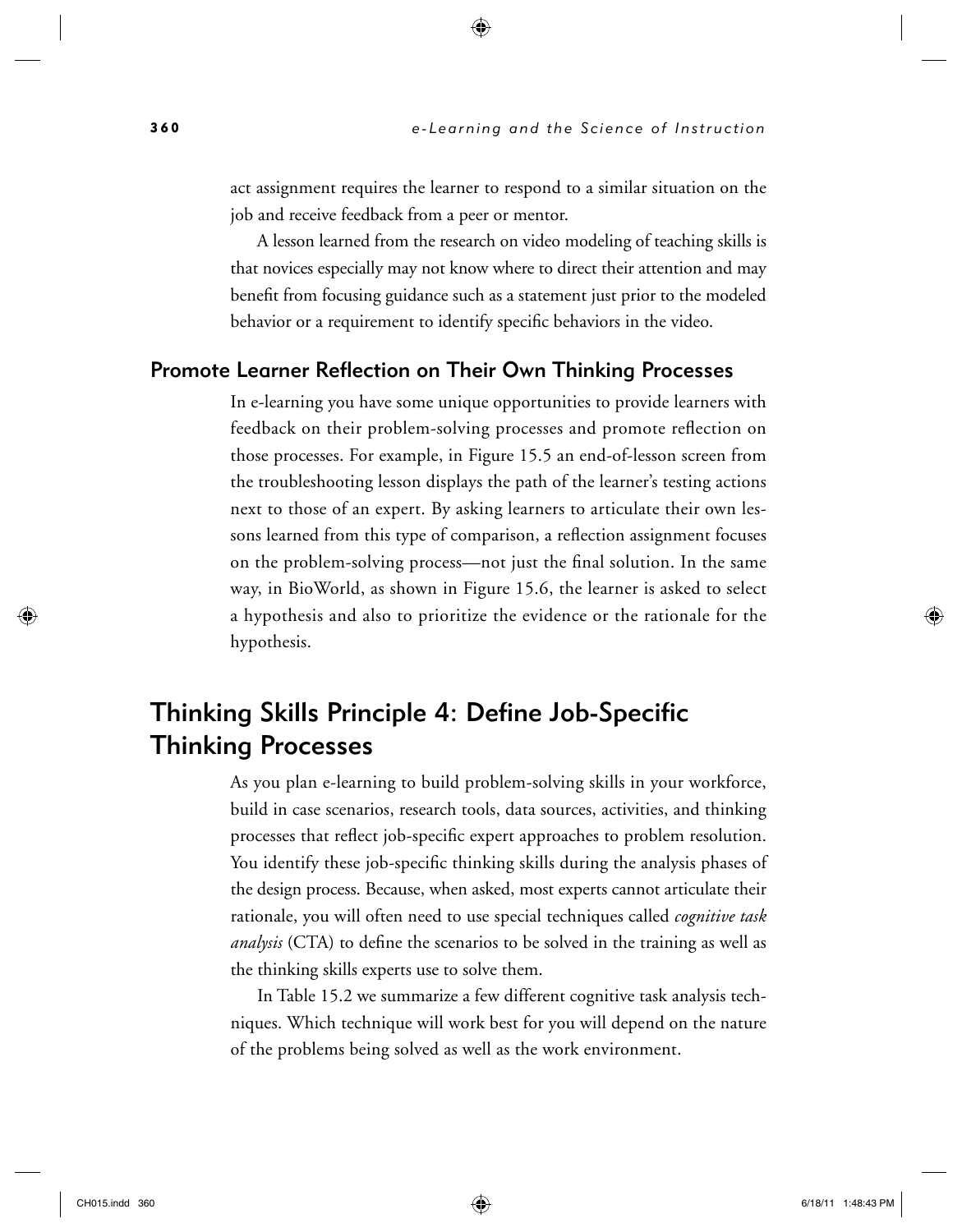act assignment requires the learner to respond to a similar situation on the job and receive feedback from a peer or mentor.

A lesson learned from the research on video modeling of teaching skills is that novices especially may not know where to direct their attention and may benefit from focusing guidance such as a statement just prior to the modeled behavior or a requirement to identify specific behaviors in the video.

### Promote Learner Reflection on Their Own Thinking Processes

In e-learning you have some unique opportunities to provide learners with feedback on their problem-solving processes and promote reflection on those processes. For example, in Figure 15.5 an end-of-lesson screen from the troubleshooting lesson displays the path of the learner's testing actions next to those of an expert. By asking learners to articulate their own lessons learned from this type of comparison, a reflection assignment focuses on the problem-solving process—not just the final solution. In the same way, in BioWorld, as shown in Figure 15.6, the learner is asked to select a hypothesis and also to prioritize the evidence or the rationale for the hypothesis.

## Thinking Skills Principle 4: Define Job-Specific Thinking Processes

As you plan e-learning to build problem-solving skills in your workforce, build in case scenarios, research tools, data sources, activities, and thinking processes that reflect job-specific expert approaches to problem resolution. You identify these job-specific thinking skills during the analysis phases of the design process. Because, when asked, most experts cannot articulate their rationale, you will often need to use special techniques called *cognitive task analysis* (CTA) to define the scenarios to be solved in the training as well as the thinking skills experts use to solve them.

In Table 15.2 we summarize a few different cognitive task analysis techniques. Which technique will work best for you will depend on the nature of the problems being solved as well as the work environment.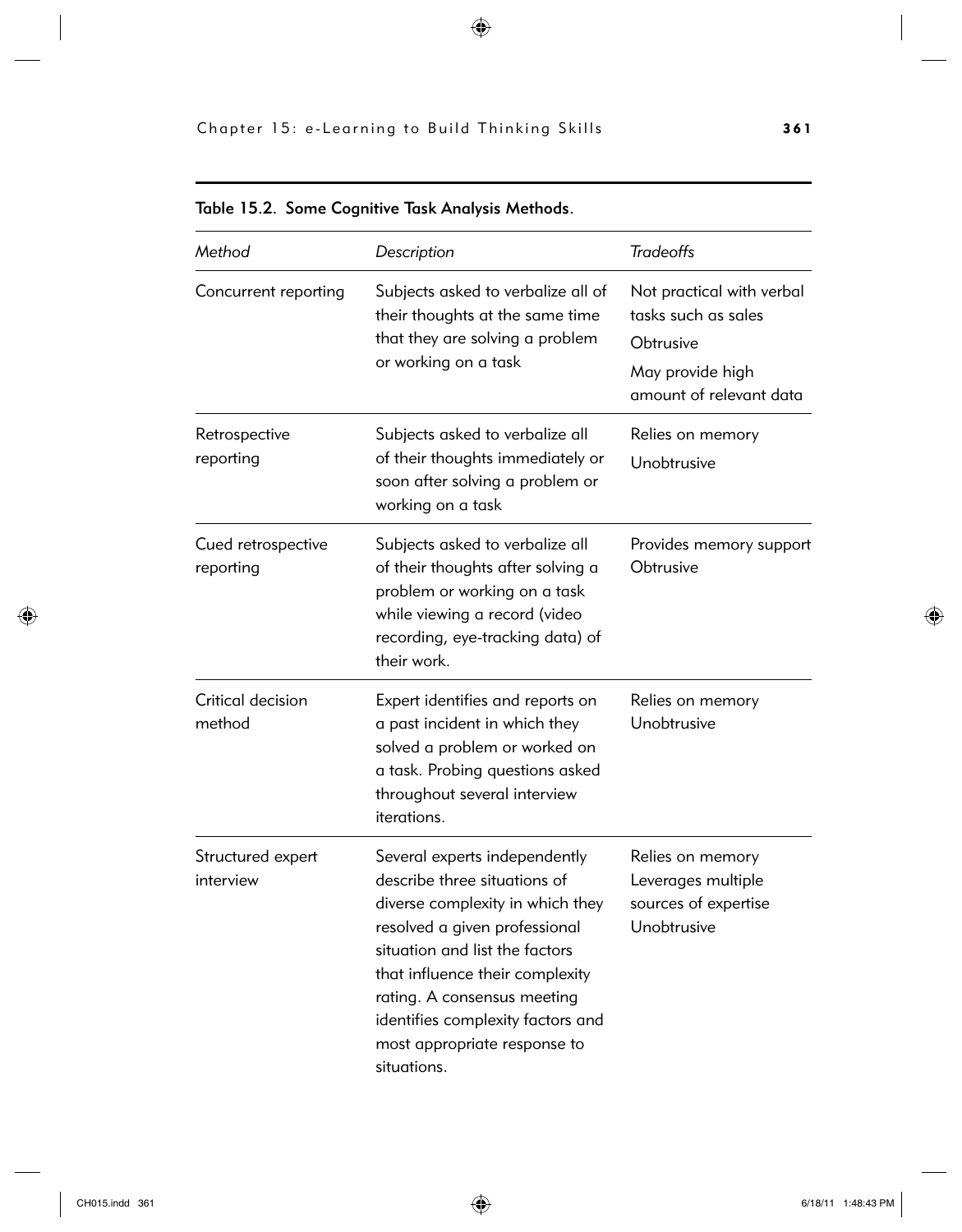**Table 15.2. Some Cognitive Task Analysis Methods.**

| *Method* | *Description* | *Tradeoffs* |
|---|---|---|
| Concurrent reporting | Subjects asked to verbalize all of their thoughts at the same time that they are solving a problem or working on a task | Not practical with verbal tasks such as sales<br>Obtrusive<br>May provide high amount of relevant data |
| Retrospective reporting | Subjects asked to verbalize all of their thoughts immediately or soon after solving a problem or working on a task | Relies on memory<br>Unobtrusive |
| Cued retrospective reporting | Subjects asked to verbalize all of their thoughts after solving a problem or working on a task while viewing a record (video recording, eye-tracking data) of their work. | Provides memory support<br>Obtrusive |
| Critical decision method | Expert identifies and reports on a past incident in which they solved a problem or worked on a task. Probing questions asked throughout several interview iterations. | Relies on memory<br>Unobtrusive |
| Structured expert interview | Several experts independently describe three situations of diverse complexity in which they resolved a given professional situation and list the factors that influence their complexity rating. A consensus meeting identifies complexity factors and most appropriate response to situations. | Relies on memory<br>Leverages multiple sources of expertise<br>Unobtrusive |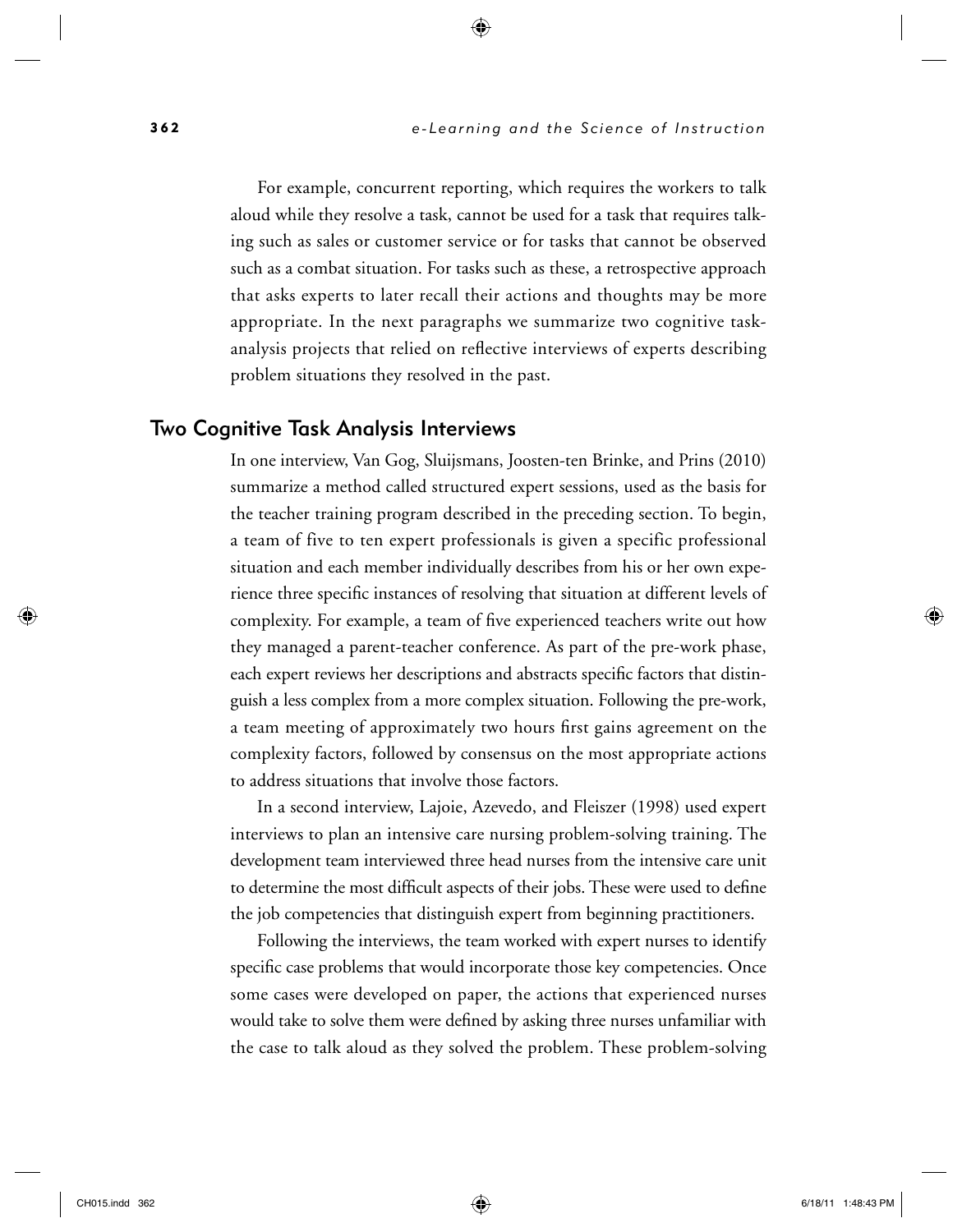For example, concurrent reporting, which requires the workers to talk aloud while they resolve a task, cannot be used for a task that requires talking such as sales or customer service or for tasks that cannot be observed such as a combat situation. For tasks such as these, a retrospective approach that asks experts to later recall their actions and thoughts may be more appropriate. In the next paragraphs we summarize two cognitive task-analysis projects that relied on reflective interviews of experts describing problem situations they resolved in the past.

## Two Cognitive Task Analysis Interviews

In one interview, Van Gog, Sluijsmans, Joosten-ten Brinke, and Prins (2010) summarize a method called structured expert sessions, used as the basis for the teacher training program described in the preceding section. To begin, a team of five to ten expert professionals is given a specific professional situation and each member individually describes from his or her own experience three specific instances of resolving that situation at different levels of complexity. For example, a team of five experienced teachers write out how they managed a parent-teacher conference. As part of the pre-work phase, each expert reviews her descriptions and abstracts specific factors that distinguish a less complex from a more complex situation. Following the pre-work, a team meeting of approximately two hours first gains agreement on the complexity factors, followed by consensus on the most appropriate actions to address situations that involve those factors.

In a second interview, Lajoie, Azevedo, and Fleiszer (1998) used expert interviews to plan an intensive care nursing problem-solving training. The development team interviewed three head nurses from the intensive care unit to determine the most difficult aspects of their jobs. These were used to define the job competencies that distinguish expert from beginning practitioners.

Following the interviews, the team worked with expert nurses to identify specific case problems that would incorporate those key competencies. Once some cases were developed on paper, the actions that experienced nurses would take to solve them were defined by asking three nurses unfamiliar with the case to talk aloud as they solved the problem. These problem-solving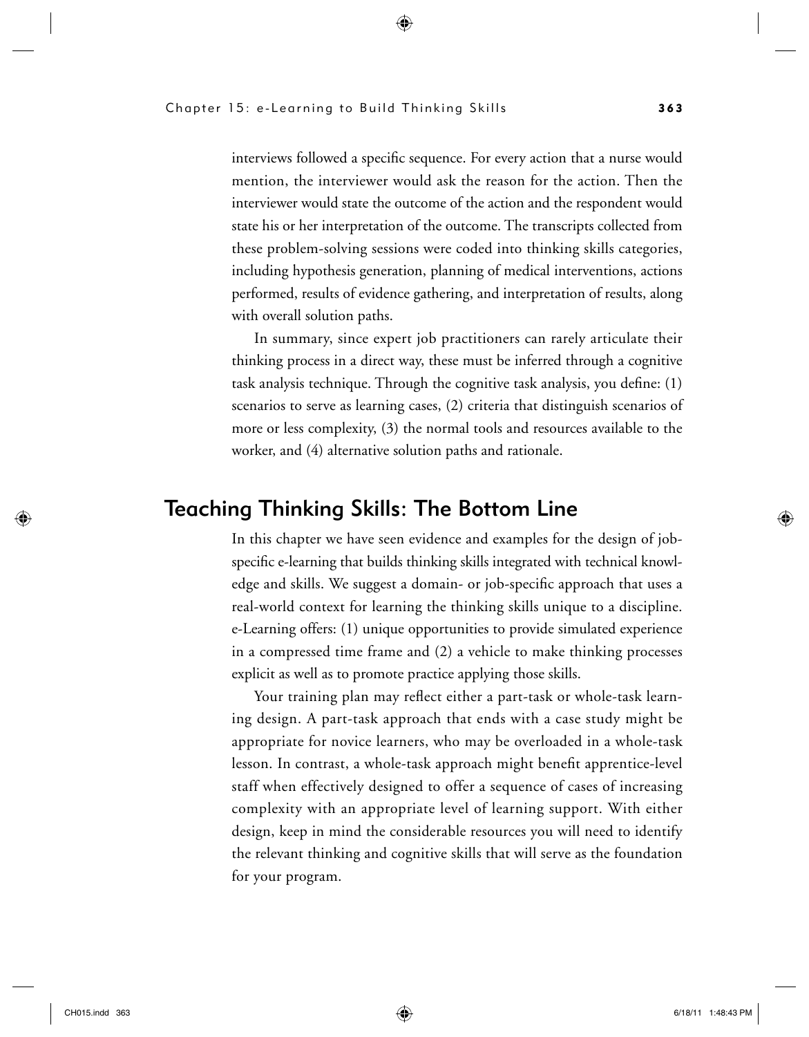interviews followed a specific sequence. For every action that a nurse would mention, the interviewer would ask the reason for the action. Then the interviewer would state the outcome of the action and the respondent would state his or her interpretation of the outcome. The transcripts collected from these problem-solving sessions were coded into thinking skills categories, including hypothesis generation, planning of medical interventions, actions performed, results of evidence gathering, and interpretation of results, along with overall solution paths.

In summary, since expert job practitioners can rarely articulate their thinking process in a direct way, these must be inferred through a cognitive task analysis technique. Through the cognitive task analysis, you define: (1) scenarios to serve as learning cases, (2) criteria that distinguish scenarios of more or less complexity, (3) the normal tools and resources available to the worker, and (4) alternative solution paths and rationale.

## Teaching Thinking Skills: The Bottom Line

In this chapter we have seen evidence and examples for the design of job-specific e-learning that builds thinking skills integrated with technical knowledge and skills. We suggest a domain- or job-specific approach that uses a real-world context for learning the thinking skills unique to a discipline. e-Learning offers: (1) unique opportunities to provide simulated experience in a compressed time frame and (2) a vehicle to make thinking processes explicit as well as to promote practice applying those skills.

Your training plan may reflect either a part-task or whole-task learning design. A part-task approach that ends with a case study might be appropriate for novice learners, who may be overloaded in a whole-task lesson. In contrast, a whole-task approach might benefit apprentice-level staff when effectively designed to offer a sequence of cases of increasing complexity with an appropriate level of learning support. With either design, keep in mind the considerable resources you will need to identify the relevant thinking and cognitive skills that will serve as the foundation for your program.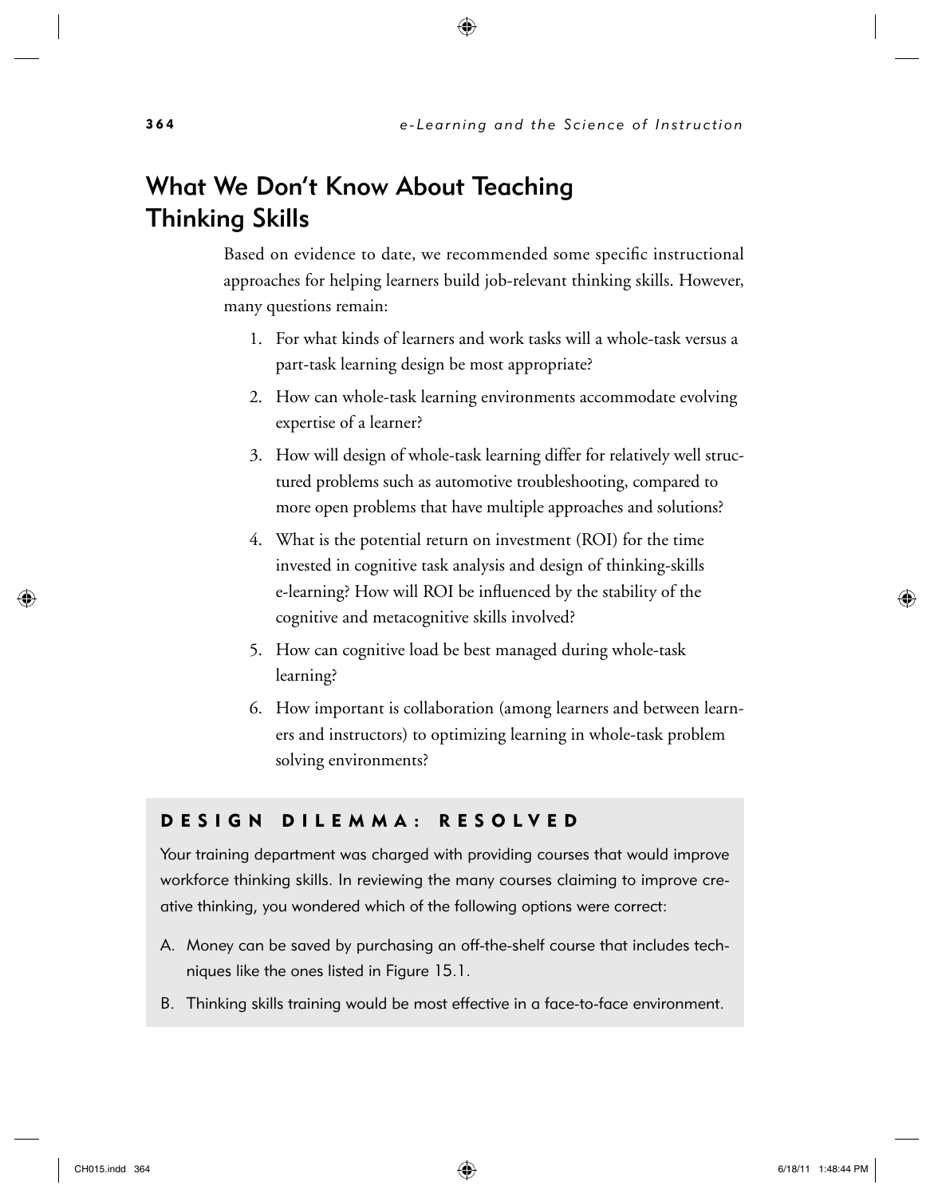## What We Don't Know About Teaching Thinking Skills

Based on evidence to date, we recommended some specific instructional approaches for helping learners build job-relevant thinking skills. However, many questions remain:

1. For what kinds of learners and work tasks will a whole-task versus a part-task learning design be most appropriate?
2. How can whole-task learning environments accommodate evolving expertise of a learner?
3. How will design of whole-task learning differ for relatively well structured problems such as automotive troubleshooting, compared to more open problems that have multiple approaches and solutions?
4. What is the potential return on investment (ROI) for the time invested in cognitive task analysis and design of thinking-skills e-learning? How will ROI be influenced by the stability of the cognitive and metacognitive skills involved?
5. How can cognitive load be best managed during whole-task learning?
6. How important is collaboration (among learners and between learners and instructors) to optimizing learning in whole-task problem solving environments?

### DESIGN DILEMMA: RESOLVED

Your training department was charged with providing courses that would improve workforce thinking skills. In reviewing the many courses claiming to improve creative thinking, you wondered which of the following options were correct:

A. Money can be saved by purchasing an off-the-shelf course that includes techniques like the ones listed in Figure 15.1.

B. Thinking skills training would be most effective in a face-to-face environment.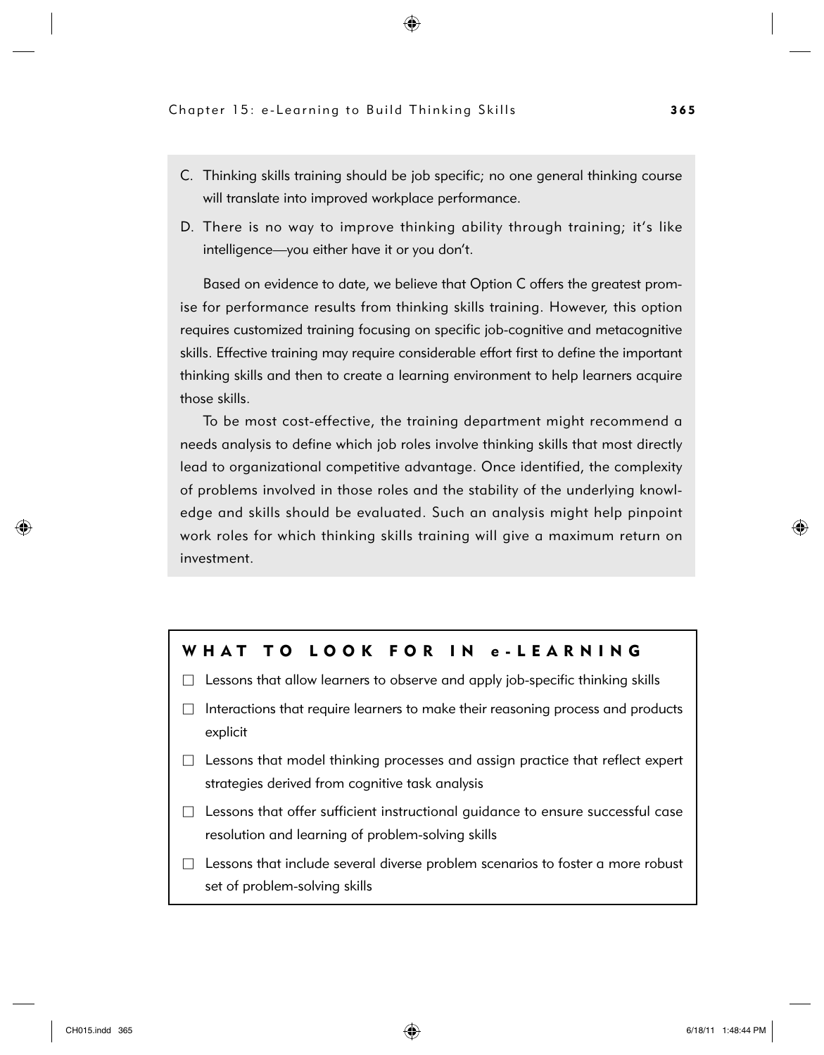C. Thinking skills training should be job specific; no one general thinking course will translate into improved workplace performance.

D. There is no way to improve thinking ability through training; it's like intelligence—you either have it or you don't.

Based on evidence to date, we believe that Option C offers the greatest promise for performance results from thinking skills training. However, this option requires customized training focusing on specific job-cognitive and metacognitive skills. Effective training may require considerable effort first to define the important thinking skills and then to create a learning environment to help learners acquire those skills.

To be most cost-effective, the training department might recommend a needs analysis to define which job roles involve thinking skills that most directly lead to organizational competitive advantage. Once identified, the complexity of problems involved in those roles and the stability of the underlying knowledge and skills should be evaluated. Such an analysis might help pinpoint work roles for which thinking skills training will give a maximum return on investment.

## WHAT TO LOOK FOR IN e-LEARNING

- ☐ Lessons that allow learners to observe and apply job-specific thinking skills
- ☐ Interactions that require learners to make their reasoning process and products explicit
- ☐ Lessons that model thinking processes and assign practice that reflect expert strategies derived from cognitive task analysis
- ☐ Lessons that offer sufficient instructional guidance to ensure successful case resolution and learning of problem-solving skills
- ☐ Lessons that include several diverse problem scenarios to foster a more robust set of problem-solving skills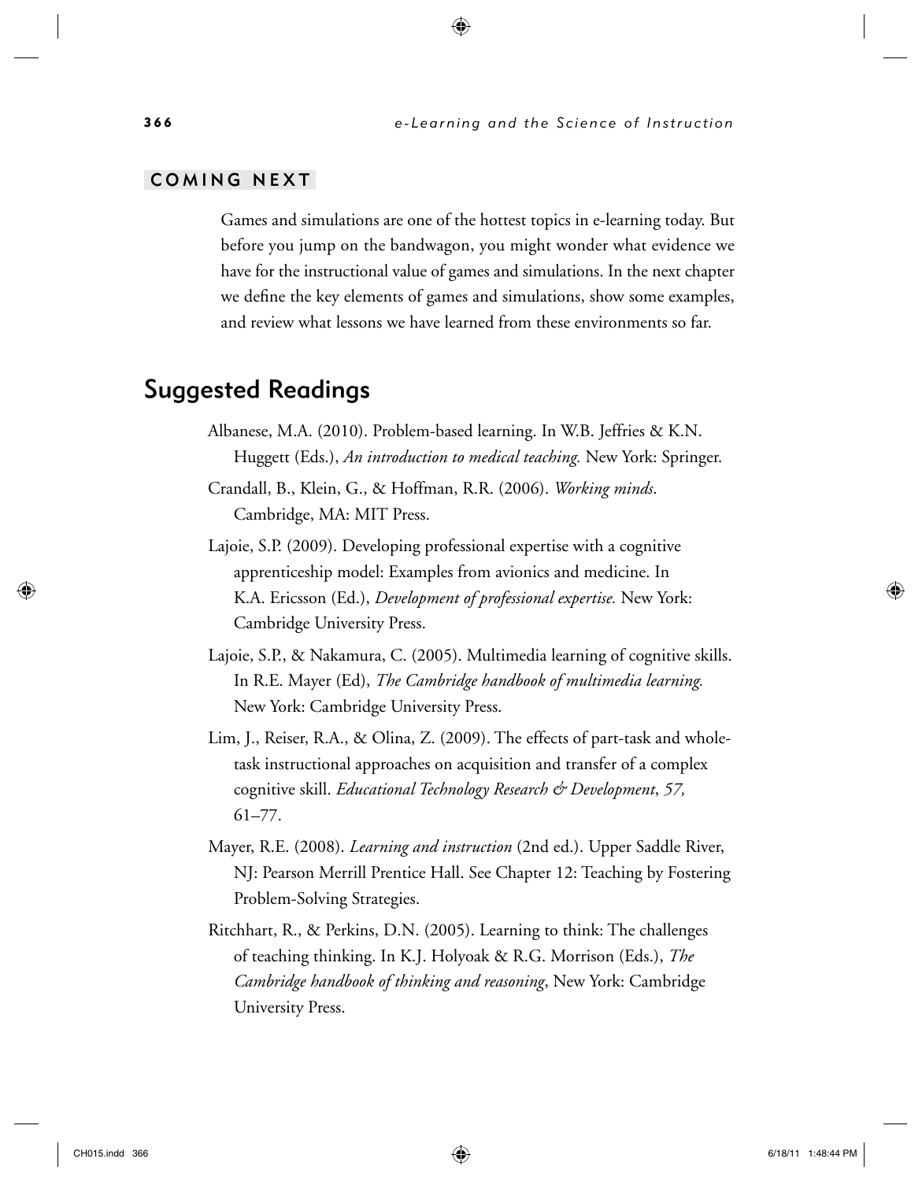## COMING NEXT

Games and simulations are one of the hottest topics in e-learning today. But before you jump on the bandwagon, you might wonder what evidence we have for the instructional value of games and simulations. In the next chapter we define the key elements of games and simulations, show some examples, and review what lessons we have learned from these environments so far.

# Suggested Readings

Albanese, M.A. (2010). Problem-based learning. In W.B. Jeffries & K.N. Huggett (Eds.), *An introduction to medical teaching.* New York: Springer.

Crandall, B., Klein, G., & Hoffman, R.R. (2006). *Working minds*. Cambridge, MA: MIT Press.

Lajoie, S.P. (2009). Developing professional expertise with a cognitive apprenticeship model: Examples from avionics and medicine. In K.A. Ericsson (Ed.), *Development of professional expertise.* New York: Cambridge University Press.

Lajoie, S.P., & Nakamura, C. (2005). Multimedia learning of cognitive skills. In R.E. Mayer (Ed), *The Cambridge handbook of multimedia learning.* New York: Cambridge University Press.

Lim, J., Reiser, R.A., & Olina, Z. (2009). The effects of part-task and whole-task instructional approaches on acquisition and transfer of a complex cognitive skill. *Educational Technology Research & Development*, *57,* 61–77.

Mayer, R.E. (2008). *Learning and instruction* (2nd ed.). Upper Saddle River, NJ: Pearson Merrill Prentice Hall. See Chapter 12: Teaching by Fostering Problem-Solving Strategies.

Ritchhart, R., & Perkins, D.N. (2005). Learning to think: The challenges of teaching thinking. In K.J. Holyoak & R.G. Morrison (Eds.), *The Cambridge handbook of thinking and reasoning*, New York: Cambridge University Press.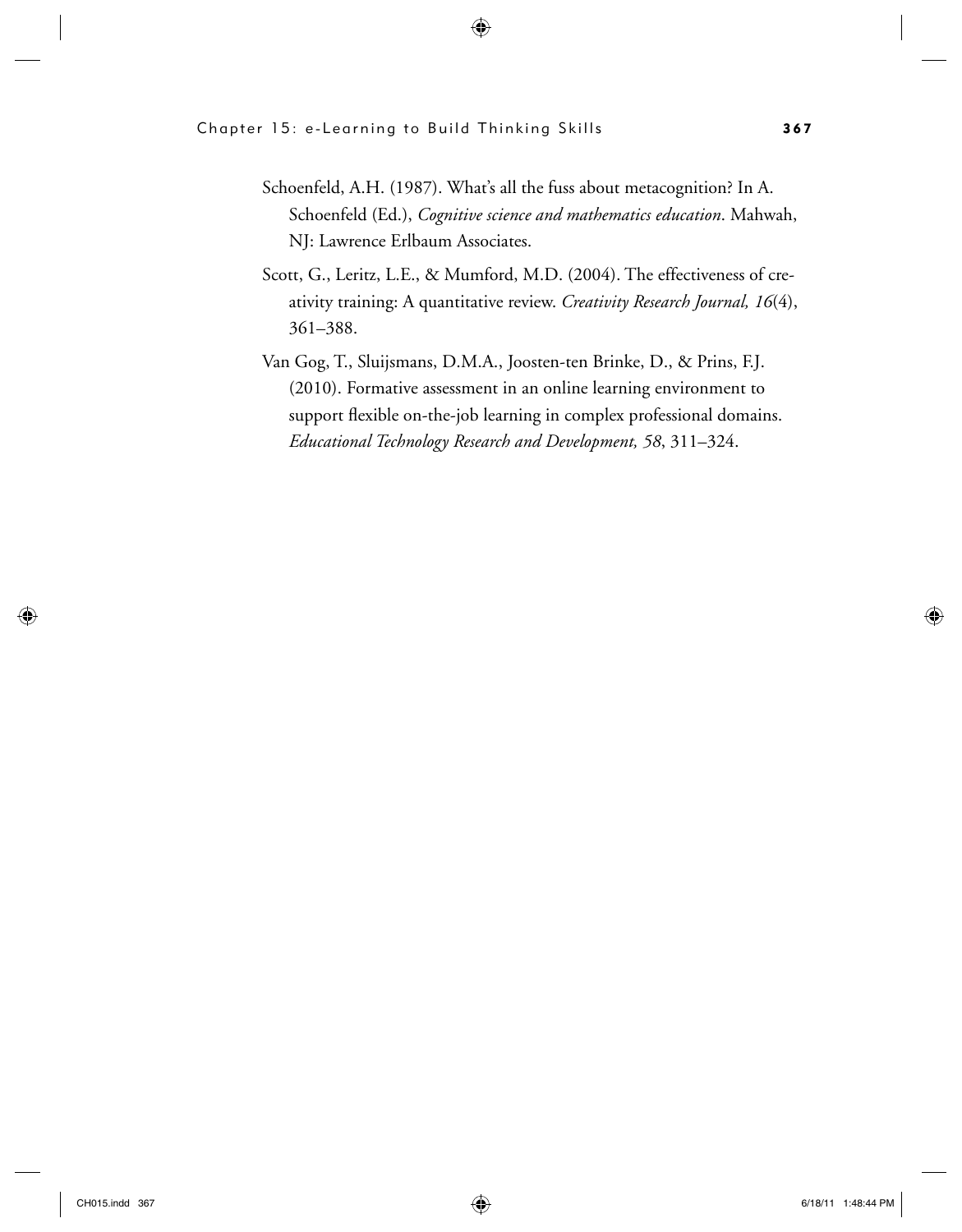Schoenfeld, A.H. (1987). What's all the fuss about metacognition? In A. Schoenfeld (Ed.), *Cognitive science and mathematics education*. Mahwah, NJ: Lawrence Erlbaum Associates.

Scott, G., Leritz, L.E., & Mumford, M.D. (2004). The effectiveness of creativity training: A quantitative review. *Creativity Research Journal, 16*(4), 361–388.

Van Gog, T., Sluijsmans, D.M.A., Joosten-ten Brinke, D., & Prins, F.J. (2010). Formative assessment in an online learning environment to support flexible on-the-job learning in complex professional domains. *Educational Technology Research and Development, 58*, 311–324.